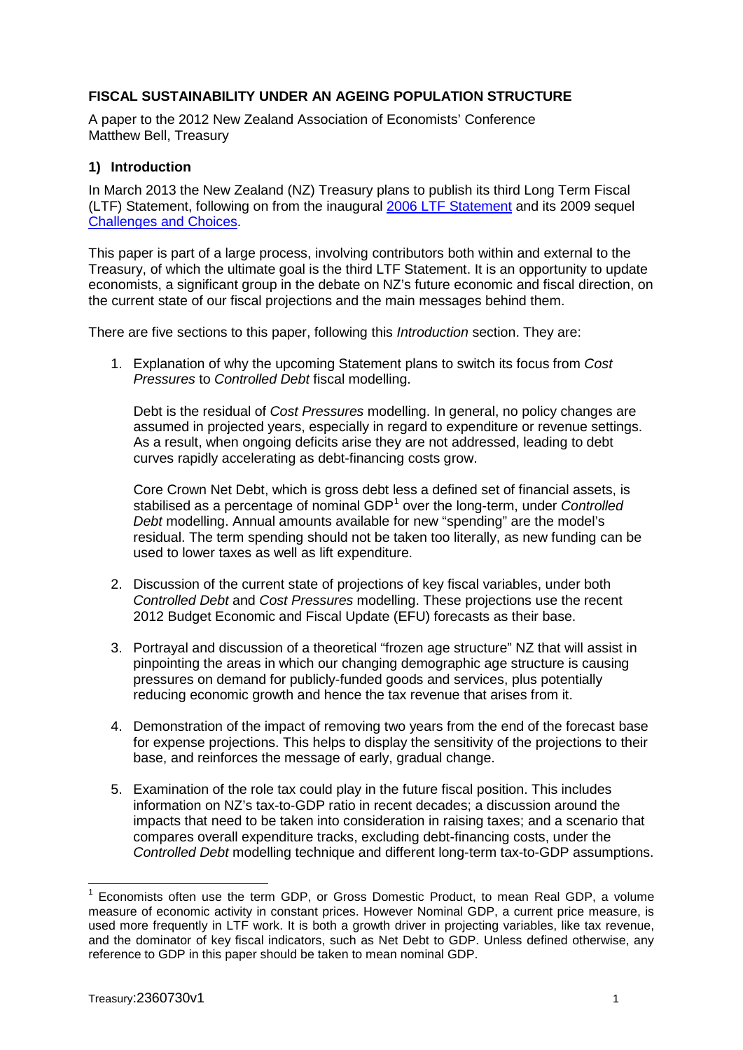**FISCAL SUSTAINABILITY UNDER AN AGEING POPULATION STRUCTURE**

A paper to the 2012 New Zealand Association of Economists' Conference
Matthew Bell, Treasury

## 1) Introduction

In March 2013 the New Zealand (NZ) Treasury plans to publish its third Long Term Fiscal (LTF) Statement, following on from the inaugural 2006 LTF Statement and its 2009 sequel Challenges and Choices.

This paper is part of a large process, involving contributors both within and external to the Treasury, of which the ultimate goal is the third LTF Statement. It is an opportunity to update economists, a significant group in the debate on NZ's future economic and fiscal direction, on the current state of our fiscal projections and the main messages behind them.

There are five sections to this paper, following this *Introduction* section. They are:

1. Explanation of why the upcoming Statement plans to switch its focus from *Cost Pressures* to *Controlled Debt* fiscal modelling.

   Debt is the residual of *Cost Pressures* modelling. In general, no policy changes are assumed in projected years, especially in regard to expenditure or revenue settings. As a result, when ongoing deficits arise they are not addressed, leading to debt curves rapidly accelerating as debt-financing costs grow.

   Core Crown Net Debt, which is gross debt less a defined set of financial assets, is stabilised as a percentage of nominal GDP[1] over the long-term, under *Controlled Debt* modelling. Annual amounts available for new "spending" are the model's residual. The term spending should not be taken too literally, as new funding can be used to lower taxes as well as lift expenditure.

2. Discussion of the current state of projections of key fiscal variables, under both *Controlled Debt* and *Cost Pressures* modelling. These projections use the recent 2012 Budget Economic and Fiscal Update (EFU) forecasts as their base.

3. Portrayal and discussion of a theoretical "frozen age structure" NZ that will assist in pinpointing the areas in which our changing demographic age structure is causing pressures on demand for publicly-funded goods and services, plus potentially reducing economic growth and hence the tax revenue that arises from it.

4. Demonstration of the impact of removing two years from the end of the forecast base for expense projections. This helps to display the sensitivity of the projections to their base, and reinforces the message of early, gradual change.

5. Examination of the role tax could play in the future fiscal position. This includes information on NZ's tax-to-GDP ratio in recent decades; a discussion around the impacts that need to be taken into consideration in raising taxes; and a scenario that compares overall expenditure tracks, excluding debt-financing costs, under the *Controlled Debt* modelling technique and different long-term tax-to-GDP assumptions.

---

[1] Economists often use the term GDP, or Gross Domestic Product, to mean Real GDP, a volume measure of economic activity in constant prices. However Nominal GDP, a current price measure, is used more frequently in LTF work. It is both a growth driver in projecting variables, like tax revenue, and the dominator of key fiscal indicators, such as Net Debt to GDP. Unless defined otherwise, any reference to GDP in this paper should be taken to mean nominal GDP.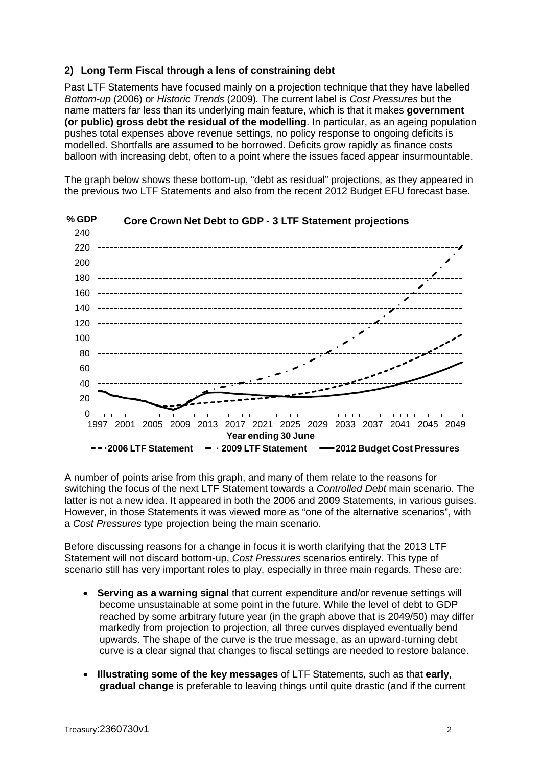## 2) Long Term Fiscal through a lens of constraining debt

Past LTF Statements have focused mainly on a projection technique that they have labelled *Bottom-up* (2006) or *Historic Trends* (2009). The current label is *Cost Pressures* but the name matters far less than its underlying main feature, which is that it makes **government (or public) gross debt the residual of the modelling**. In particular, as an ageing population pushes total expenses above revenue settings, no policy response to ongoing deficits is modelled. Shortfalls are assumed to be borrowed. Deficits grow rapidly as finance costs balloon with increasing debt, often to a point where the issues faced appear insurmountable.

The graph below shows these bottom-up, "debt as residual" projections, as they appeared in the previous two LTF Statements and also from the recent 2012 Budget EFU forecast base.

A number of points arise from this graph, and many of them relate to the reasons for switching the focus of the next LTF Statement towards a *Controlled Debt* main scenario. The latter is not a new idea. It appeared in both the 2006 and 2009 Statements, in various guises. However, in those Statements it was viewed more as "one of the alternative scenarios", with a *Cost Pressures* type projection being the main scenario.

Before discussing reasons for a change in focus it is worth clarifying that the 2013 LTF Statement will not discard bottom-up, *Cost Pressures* scenarios entirely. This type of scenario still has very important roles to play, especially in three main regards. These are:

- **Serving as a warning signal** that current expenditure and/or revenue settings will become unsustainable at some point in the future. While the level of debt to GDP reached by some arbitrary future year (in the graph above that is 2049/50) may differ markedly from projection to projection, all three curves displayed eventually bend upwards. The shape of the curve is the true message, as an upward-turning debt curve is a clear signal that changes to fiscal settings are needed to restore balance.
- **Illustrating some of the key messages** of LTF Statements, such as that **early, gradual change** is preferable to leaving things until quite drastic (and if the current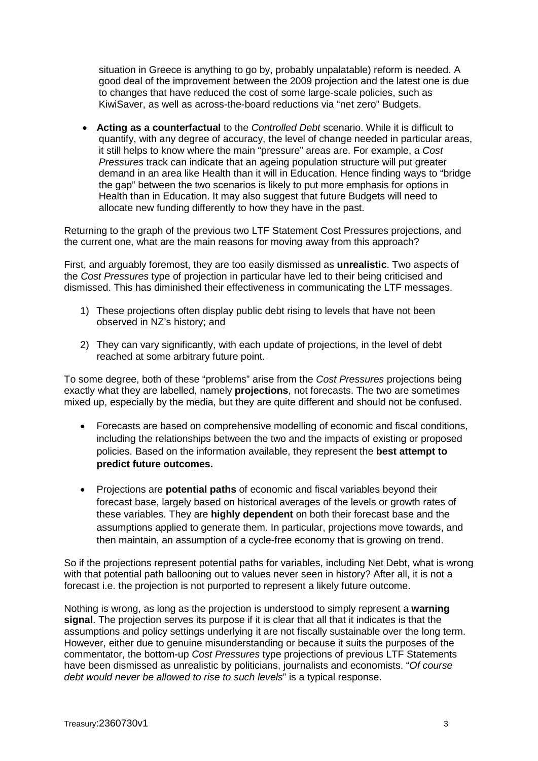situation in Greece is anything to go by, probably unpalatable) reform is needed. A good deal of the improvement between the 2009 projection and the latest one is due to changes that have reduced the cost of some large-scale policies, such as KiwiSaver, as well as across-the-board reductions via "net zero" Budgets.

- **Acting as a counterfactual** to the *Controlled Debt* scenario. While it is difficult to quantify, with any degree of accuracy, the level of change needed in particular areas, it still helps to know where the main "pressure" areas are. For example, a *Cost Pressures* track can indicate that an ageing population structure will put greater demand in an area like Health than it will in Education. Hence finding ways to "bridge the gap" between the two scenarios is likely to put more emphasis for options in Health than in Education. It may also suggest that future Budgets will need to allocate new funding differently to how they have in the past.

Returning to the graph of the previous two LTF Statement Cost Pressures projections, and the current one, what are the main reasons for moving away from this approach?

First, and arguably foremost, they are too easily dismissed as **unrealistic**. Two aspects of the *Cost Pressures* type of projection in particular have led to their being criticised and dismissed. This has diminished their effectiveness in communicating the LTF messages.

1) These projections often display public debt rising to levels that have not been observed in NZ's history; and

2) They can vary significantly, with each update of projections, in the level of debt reached at some arbitrary future point.

To some degree, both of these "problems" arise from the *Cost Pressures* projections being exactly what they are labelled, namely **projections**, not forecasts. The two are sometimes mixed up, especially by the media, but they are quite different and should not be confused.

- Forecasts are based on comprehensive modelling of economic and fiscal conditions, including the relationships between the two and the impacts of existing or proposed policies. Based on the information available, they represent the **best attempt to predict future outcomes.**

- Projections are **potential paths** of economic and fiscal variables beyond their forecast base, largely based on historical averages of the levels or growth rates of these variables. They are **highly dependent** on both their forecast base and the assumptions applied to generate them. In particular, projections move towards, and then maintain, an assumption of a cycle-free economy that is growing on trend.

So if the projections represent potential paths for variables, including Net Debt, what is wrong with that potential path ballooning out to values never seen in history? After all, it is not a forecast i.e. the projection is not purported to represent a likely future outcome.

Nothing is wrong, as long as the projection is understood to simply represent a **warning signal**. The projection serves its purpose if it is clear that all that it indicates is that the assumptions and policy settings underlying it are not fiscally sustainable over the long term. However, either due to genuine misunderstanding or because it suits the purposes of the commentator, the bottom-up *Cost Pressures* type projections of previous LTF Statements have been dismissed as unrealistic by politicians, journalists and economists. "*Of course debt would never be allowed to rise to such levels*" is a typical response.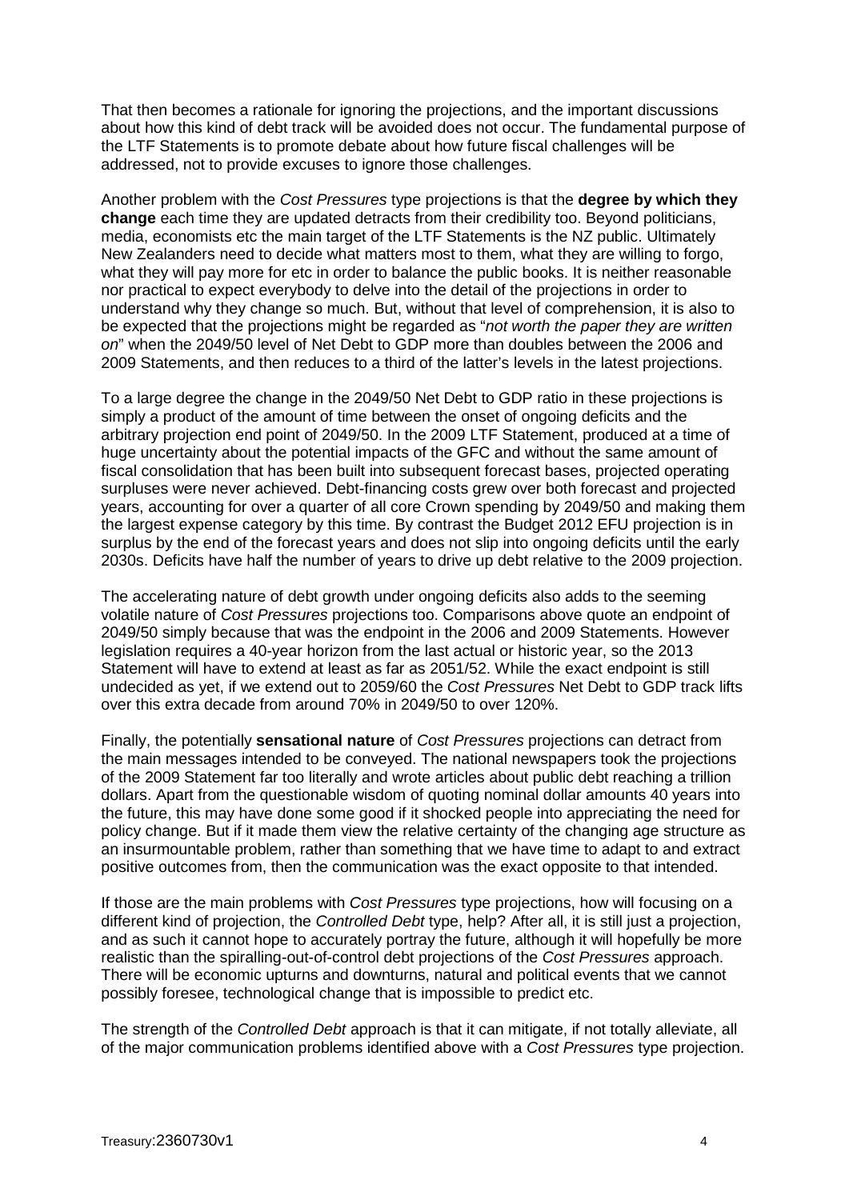That then becomes a rationale for ignoring the projections, and the important discussions about how this kind of debt track will be avoided does not occur. The fundamental purpose of the LTF Statements is to promote debate about how future fiscal challenges will be addressed, not to provide excuses to ignore those challenges.

Another problem with the *Cost Pressures* type projections is that the **degree by which they change** each time they are updated detracts from their credibility too. Beyond politicians, media, economists etc the main target of the LTF Statements is the NZ public. Ultimately New Zealanders need to decide what matters most to them, what they are willing to forgo, what they will pay more for etc in order to balance the public books. It is neither reasonable nor practical to expect everybody to delve into the detail of the projections in order to understand why they change so much. But, without that level of comprehension, it is also to be expected that the projections might be regarded as "*not worth the paper they are written on*" when the 2049/50 level of Net Debt to GDP more than doubles between the 2006 and 2009 Statements, and then reduces to a third of the latter's levels in the latest projections.

To a large degree the change in the 2049/50 Net Debt to GDP ratio in these projections is simply a product of the amount of time between the onset of ongoing deficits and the arbitrary projection end point of 2049/50. In the 2009 LTF Statement, produced at a time of huge uncertainty about the potential impacts of the GFC and without the same amount of fiscal consolidation that has been built into subsequent forecast bases, projected operating surpluses were never achieved. Debt-financing costs grew over both forecast and projected years, accounting for over a quarter of all core Crown spending by 2049/50 and making them the largest expense category by this time. By contrast the Budget 2012 EFU projection is in surplus by the end of the forecast years and does not slip into ongoing deficits until the early 2030s. Deficits have half the number of years to drive up debt relative to the 2009 projection.

The accelerating nature of debt growth under ongoing deficits also adds to the seeming volatile nature of *Cost Pressures* projections too. Comparisons above quote an endpoint of 2049/50 simply because that was the endpoint in the 2006 and 2009 Statements. However legislation requires a 40-year horizon from the last actual or historic year, so the 2013 Statement will have to extend at least as far as 2051/52. While the exact endpoint is still undecided as yet, if we extend out to 2059/60 the *Cost Pressures* Net Debt to GDP track lifts over this extra decade from around 70% in 2049/50 to over 120%.

Finally, the potentially **sensational nature** of *Cost Pressures* projections can detract from the main messages intended to be conveyed. The national newspapers took the projections of the 2009 Statement far too literally and wrote articles about public debt reaching a trillion dollars. Apart from the questionable wisdom of quoting nominal dollar amounts 40 years into the future, this may have done some good if it shocked people into appreciating the need for policy change. But if it made them view the relative certainty of the changing age structure as an insurmountable problem, rather than something that we have time to adapt to and extract positive outcomes from, then the communication was the exact opposite to that intended.

If those are the main problems with *Cost Pressures* type projections, how will focusing on a different kind of projection, the *Controlled Debt* type, help? After all, it is still just a projection, and as such it cannot hope to accurately portray the future, although it will hopefully be more realistic than the spiralling-out-of-control debt projections of the *Cost Pressures* approach. There will be economic upturns and downturns, natural and political events that we cannot possibly foresee, technological change that is impossible to predict etc.

The strength of the *Controlled Debt* approach is that it can mitigate, if not totally alleviate, all of the major communication problems identified above with a *Cost Pressures* type projection.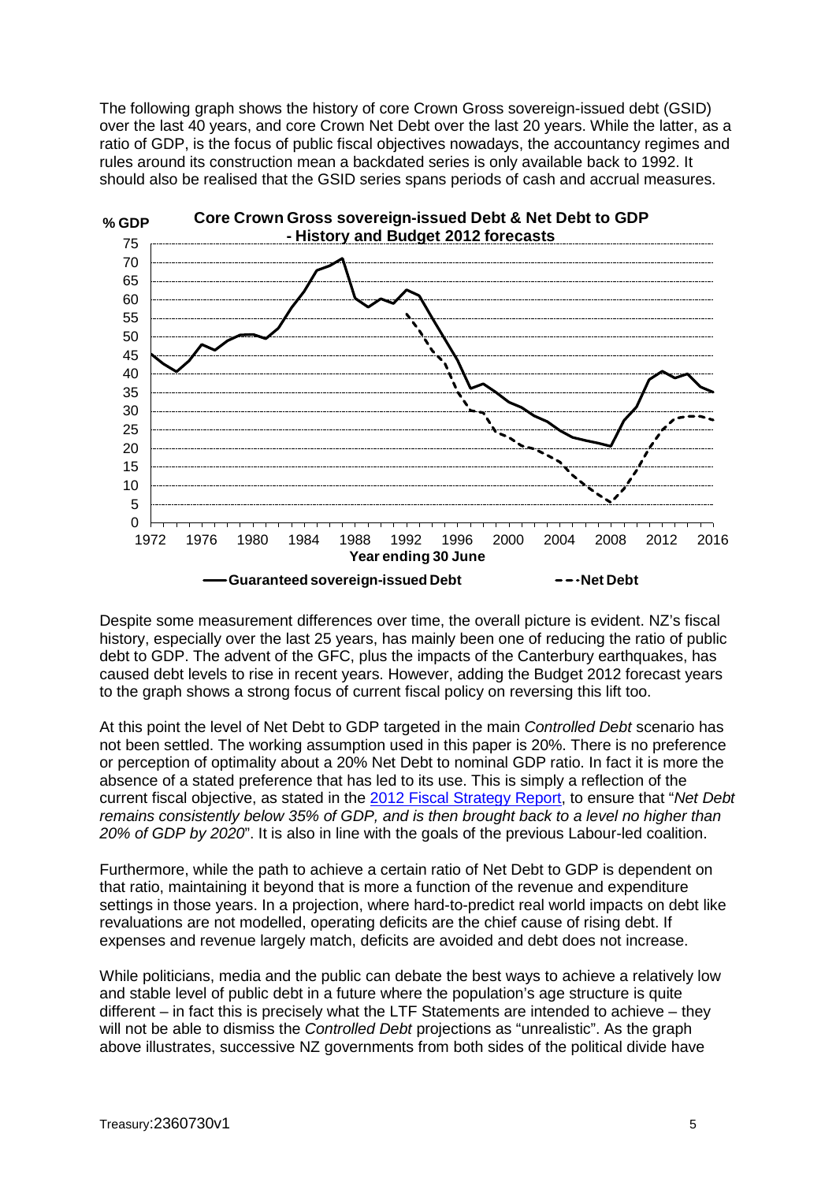The following graph shows the history of core Crown Gross sovereign-issued debt (GSID) over the last 40 years, and core Crown Net Debt over the last 20 years. While the latter, as a ratio of GDP, is the focus of public fiscal objectives nowadays, the accountancy regimes and rules around its construction mean a backdated series is only available back to 1992. It should also be realised that the GSID series spans periods of cash and accrual measures.

Despite some measurement differences over time, the overall picture is evident. NZ's fiscal history, especially over the last 25 years, has mainly been one of reducing the ratio of public debt to GDP. The advent of the GFC, plus the impacts of the Canterbury earthquakes, has caused debt levels to rise in recent years. However, adding the Budget 2012 forecast years to the graph shows a strong focus of current fiscal policy on reversing this lift too.

At this point the level of Net Debt to GDP targeted in the main *Controlled Debt* scenario has not been settled. The working assumption used in this paper is 20%. There is no preference or perception of optimality about a 20% Net Debt to nominal GDP ratio. In fact it is more the absence of a stated preference that has led to its use. This is simply a reflection of the current fiscal objective, as stated in the [2012 Fiscal Strategy Report](), to ensure that "*Net Debt remains consistently below 35% of GDP, and is then brought back to a level no higher than 20% of GDP by 2020*". It is also in line with the goals of the previous Labour-led coalition.

Furthermore, while the path to achieve a certain ratio of Net Debt to GDP is dependent on that ratio, maintaining it beyond that is more a function of the revenue and expenditure settings in those years. In a projection, where hard-to-predict real world impacts on debt like revaluations are not modelled, operating deficits are the chief cause of rising debt. If expenses and revenue largely match, deficits are avoided and debt does not increase.

While politicians, media and the public can debate the best ways to achieve a relatively low and stable level of public debt in a future where the population's age structure is quite different – in fact this is precisely what the LTF Statements are intended to achieve – they will not be able to dismiss the *Controlled Debt* projections as "unrealistic". As the graph above illustrates, successive NZ governments from both sides of the political divide have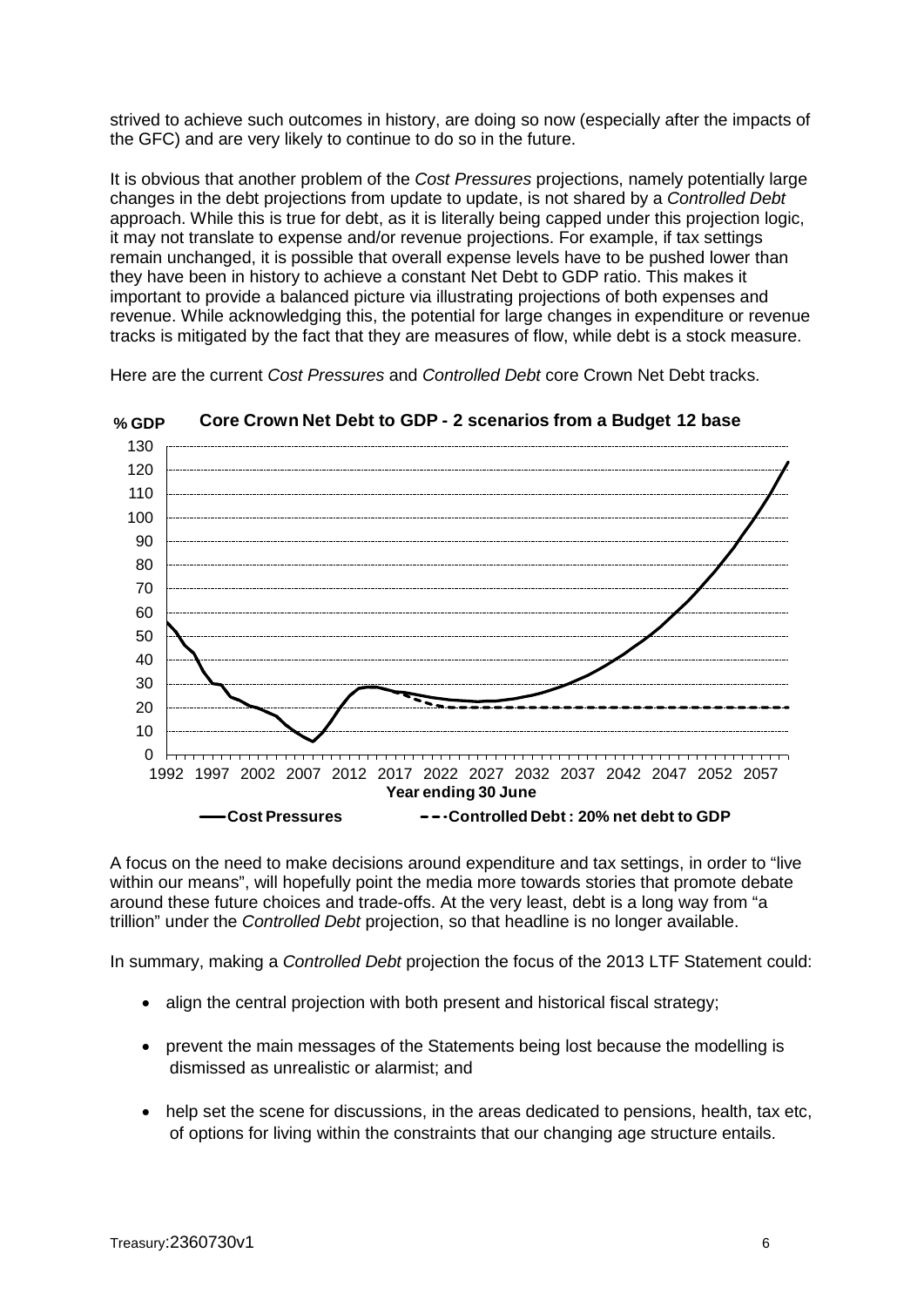strived to achieve such outcomes in history, are doing so now (especially after the impacts of the GFC) and are very likely to continue to do so in the future.

It is obvious that another problem of the *Cost Pressures* projections, namely potentially large changes in the debt projections from update to update, is not shared by a *Controlled Debt* approach. While this is true for debt, as it is literally being capped under this projection logic, it may not translate to expense and/or revenue projections. For example, if tax settings remain unchanged, it is possible that overall expense levels have to be pushed lower than they have been in history to achieve a constant Net Debt to GDP ratio. This makes it important to provide a balanced picture via illustrating projections of both expenses and revenue. While acknowledging this, the potential for large changes in expenditure or revenue tracks is mitigated by the fact that they are measures of flow, while debt is a stock measure.

Here are the current *Cost Pressures* and *Controlled Debt* core Crown Net Debt tracks.

**Core Crown Net Debt to GDP - 2 scenarios from a Budget 12 base**

A focus on the need to make decisions around expenditure and tax settings, in order to "live within our means", will hopefully point the media more towards stories that promote debate around these future choices and trade-offs. At the very least, debt is a long way from "a trillion" under the *Controlled Debt* projection, so that headline is no longer available.

In summary, making a *Controlled Debt* projection the focus of the 2013 LTF Statement could:

- align the central projection with both present and historical fiscal strategy;
- prevent the main messages of the Statements being lost because the modelling is dismissed as unrealistic or alarmist; and
- help set the scene for discussions, in the areas dedicated to pensions, health, tax etc, of options for living within the constraints that our changing age structure entails.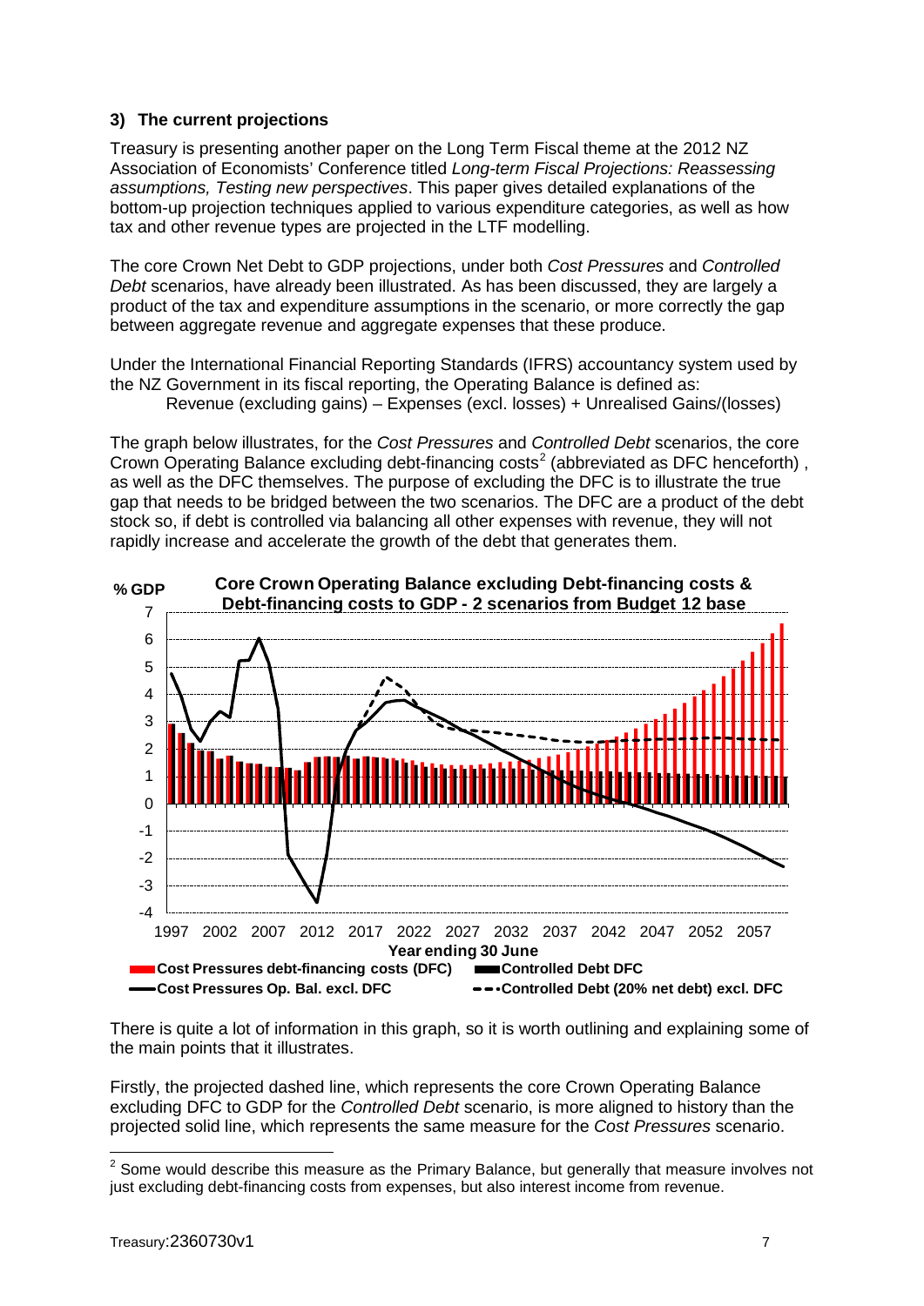### 3) The current projections

Treasury is presenting another paper on the Long Term Fiscal theme at the 2012 NZ Association of Economists' Conference titled *Long-term Fiscal Projections: Reassessing assumptions, Testing new perspectives*. This paper gives detailed explanations of the bottom-up projection techniques applied to various expenditure categories, as well as how tax and other revenue types are projected in the LTF modelling.

The core Crown Net Debt to GDP projections, under both *Cost Pressures* and *Controlled Debt* scenarios, have already been illustrated. As has been discussed, they are largely a product of the tax and expenditure assumptions in the scenario, or more correctly the gap between aggregate revenue and aggregate expenses that these produce.

Under the International Financial Reporting Standards (IFRS) accountancy system used by the NZ Government in its fiscal reporting, the Operating Balance is defined as:

Revenue (excluding gains) – Expenses (excl. losses) + Unrealised Gains/(losses)

The graph below illustrates, for the *Cost Pressures* and *Controlled Debt* scenarios, the core Crown Operating Balance excluding debt-financing costs[2] (abbreviated as DFC henceforth), as well as the DFC themselves. The purpose of excluding the DFC is to illustrate the true gap that needs to be bridged between the two scenarios. The DFC are a product of the debt stock so, if debt is controlled via balancing all other expenses with revenue, they will not rapidly increase and accelerate the growth of the debt that generates them.

**Core Crown Operating Balance excluding Debt-financing costs & Debt-financing costs to GDP - 2 scenarios from Budget 12 base**

There is quite a lot of information in this graph, so it is worth outlining and explaining some of the main points that it illustrates.

Firstly, the projected dashed line, which represents the core Crown Operating Balance excluding DFC to GDP for the *Controlled Debt* scenario, is more aligned to history than the projected solid line, which represents the same measure for the *Cost Pressures* scenario.

[2] Some would describe this measure as the Primary Balance, but generally that measure involves not just excluding debt-financing costs from expenses, but also interest income from revenue.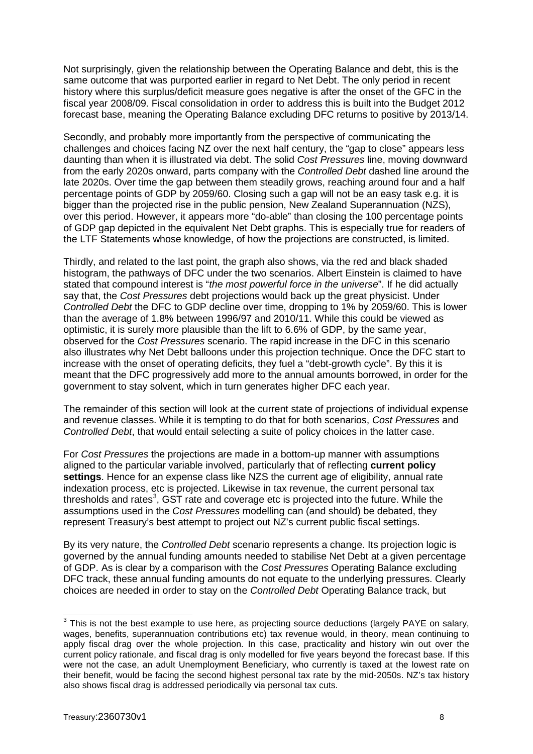Not surprisingly, given the relationship between the Operating Balance and debt, this is the same outcome that was purported earlier in regard to Net Debt. The only period in recent history where this surplus/deficit measure goes negative is after the onset of the GFC in the fiscal year 2008/09. Fiscal consolidation in order to address this is built into the Budget 2012 forecast base, meaning the Operating Balance excluding DFC returns to positive by 2013/14.

Secondly, and probably more importantly from the perspective of communicating the challenges and choices facing NZ over the next half century, the "gap to close" appears less daunting than when it is illustrated via debt. The solid *Cost Pressures* line, moving downward from the early 2020s onward, parts company with the *Controlled Debt* dashed line around the late 2020s. Over time the gap between them steadily grows, reaching around four and a half percentage points of GDP by 2059/60. Closing such a gap will not be an easy task e.g. it is bigger than the projected rise in the public pension, New Zealand Superannuation (NZS), over this period. However, it appears more "do-able" than closing the 100 percentage points of GDP gap depicted in the equivalent Net Debt graphs. This is especially true for readers of the LTF Statements whose knowledge, of how the projections are constructed, is limited.

Thirdly, and related to the last point, the graph also shows, via the red and black shaded histogram, the pathways of DFC under the two scenarios. Albert Einstein is claimed to have stated that compound interest is "*the most powerful force in the universe*". If he did actually say that, the *Cost Pressures* debt projections would back up the great physicist. Under *Controlled Debt* the DFC to GDP decline over time, dropping to 1% by 2059/60. This is lower than the average of 1.8% between 1996/97 and 2010/11. While this could be viewed as optimistic, it is surely more plausible than the lift to 6.6% of GDP, by the same year, observed for the *Cost Pressures* scenario. The rapid increase in the DFC in this scenario also illustrates why Net Debt balloons under this projection technique. Once the DFC start to increase with the onset of operating deficits, they fuel a "debt-growth cycle". By this it is meant that the DFC progressively add more to the annual amounts borrowed, in order for the government to stay solvent, which in turn generates higher DFC each year.

The remainder of this section will look at the current state of projections of individual expense and revenue classes. While it is tempting to do that for both scenarios, *Cost Pressures* and *Controlled Debt*, that would entail selecting a suite of policy choices in the latter case.

For *Cost Pressures* the projections are made in a bottom-up manner with assumptions aligned to the particular variable involved, particularly that of reflecting **current policy settings**. Hence for an expense class like NZS the current age of eligibility, annual rate indexation process, etc is projected. Likewise in tax revenue, the current personal tax thresholds and rates[3], GST rate and coverage etc is projected into the future. While the assumptions used in the *Cost Pressures* modelling can (and should) be debated, they represent Treasury's best attempt to project out NZ's current public fiscal settings.

By its very nature, the *Controlled Debt* scenario represents a change. Its projection logic is governed by the annual funding amounts needed to stabilise Net Debt at a given percentage of GDP. As is clear by a comparison with the *Cost Pressures* Operating Balance excluding DFC track, these annual funding amounts do not equate to the underlying pressures. Clearly choices are needed in order to stay on the *Controlled Debt* Operating Balance track, but

---

[3] This is not the best example to use here, as projecting source deductions (largely PAYE on salary, wages, benefits, superannuation contributions etc) tax revenue would, in theory, mean continuing to apply fiscal drag over the whole projection. In this case, practicality and history win out over the current policy rationale, and fiscal drag is only modelled for five years beyond the forecast base. If this were not the case, an adult Unemployment Beneficiary, who currently is taxed at the lowest rate on their benefit, would be facing the second highest personal tax rate by the mid-2050s. NZ's tax history also shows fiscal drag is addressed periodically via personal tax cuts.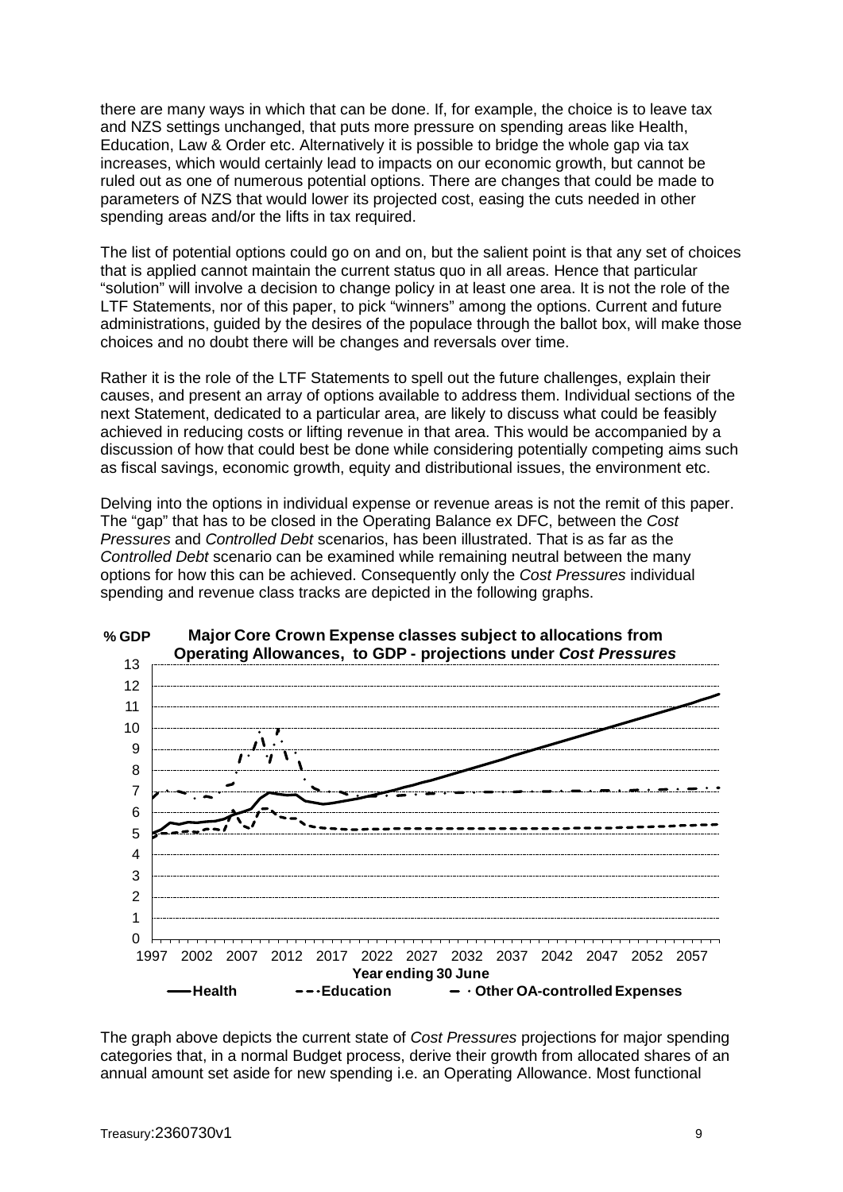there are many ways in which that can be done. If, for example, the choice is to leave tax and NZS settings unchanged, that puts more pressure on spending areas like Health, Education, Law & Order etc. Alternatively it is possible to bridge the whole gap via tax increases, which would certainly lead to impacts on our economic growth, but cannot be ruled out as one of numerous potential options. There are changes that could be made to parameters of NZS that would lower its projected cost, easing the cuts needed in other spending areas and/or the lifts in tax required.

The list of potential options could go on and on, but the salient point is that any set of choices that is applied cannot maintain the current status quo in all areas. Hence that particular "solution" will involve a decision to change policy in at least one area. It is not the role of the LTF Statements, nor of this paper, to pick "winners" among the options. Current and future administrations, guided by the desires of the populace through the ballot box, will make those choices and no doubt there will be changes and reversals over time.

Rather it is the role of the LTF Statements to spell out the future challenges, explain their causes, and present an array of options available to address them. Individual sections of the next Statement, dedicated to a particular area, are likely to discuss what could be feasibly achieved in reducing costs or lifting revenue in that area. This would be accompanied by a discussion of how that could best be done while considering potentially competing aims such as fiscal savings, economic growth, equity and distributional issues, the environment etc.

Delving into the options in individual expense or revenue areas is not the remit of this paper. The "gap" that has to be closed in the Operating Balance ex DFC, between the *Cost Pressures* and *Controlled Debt* scenarios, has been illustrated. That is as far as the *Controlled Debt* scenario can be examined while remaining neutral between the many options for how this can be achieved. Consequently only the *Cost Pressures* individual spending and revenue class tracks are depicted in the following graphs.

**Major Core Crown Expense classes subject to allocations from Operating Allowances, to GDP - projections under *Cost Pressures***

% GDP

Year ending 30 June

Health — Education — Other OA-controlled Expenses

The graph above depicts the current state of *Cost Pressures* projections for major spending categories that, in a normal Budget process, derive their growth from allocated shares of an annual amount set aside for new spending i.e. an Operating Allowance. Most functional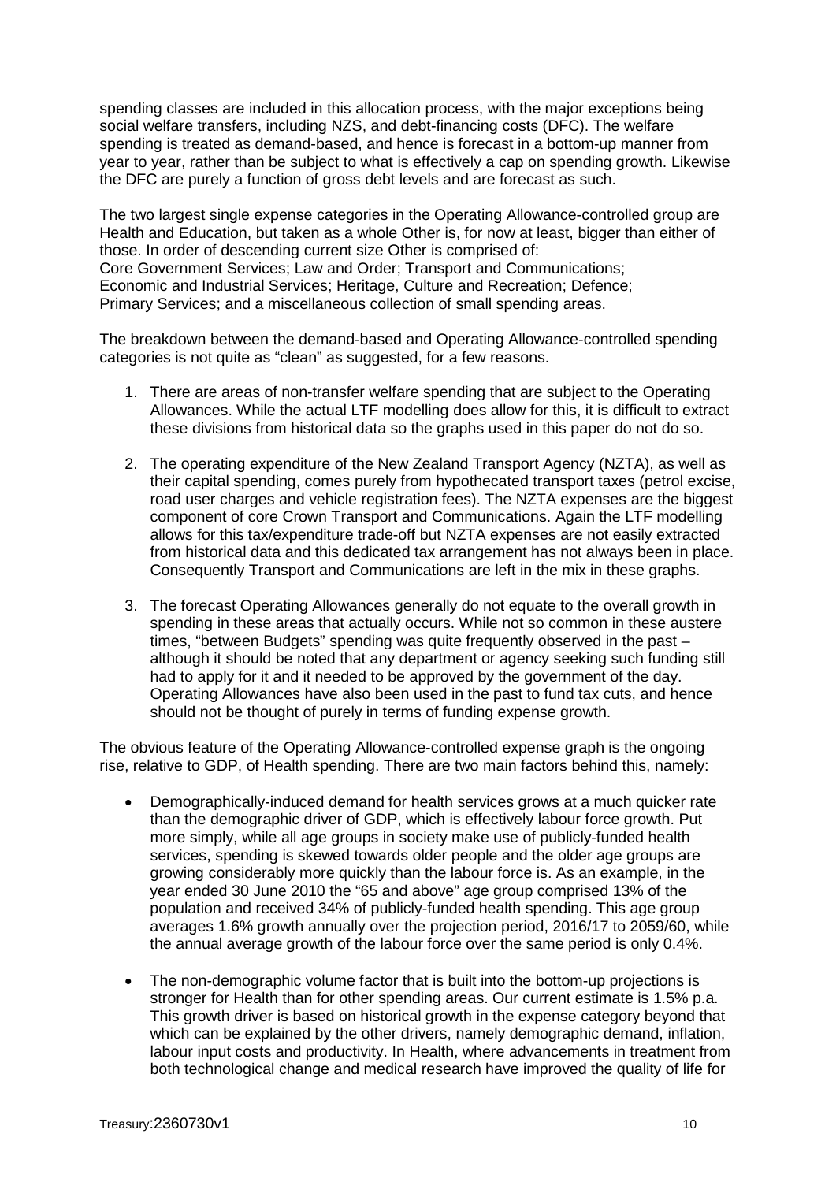spending classes are included in this allocation process, with the major exceptions being social welfare transfers, including NZS, and debt-financing costs (DFC). The welfare spending is treated as demand-based, and hence is forecast in a bottom-up manner from year to year, rather than be subject to what is effectively a cap on spending growth. Likewise the DFC are purely a function of gross debt levels and are forecast as such.

The two largest single expense categories in the Operating Allowance-controlled group are Health and Education, but taken as a whole Other is, for now at least, bigger than either of those. In order of descending current size Other is comprised of:
Core Government Services; Law and Order; Transport and Communications;
Economic and Industrial Services; Heritage, Culture and Recreation; Defence;
Primary Services; and a miscellaneous collection of small spending areas.

The breakdown between the demand-based and Operating Allowance-controlled spending categories is not quite as "clean" as suggested, for a few reasons.

1. There are areas of non-transfer welfare spending that are subject to the Operating Allowances. While the actual LTF modelling does allow for this, it is difficult to extract these divisions from historical data so the graphs used in this paper do not do so.

2. The operating expenditure of the New Zealand Transport Agency (NZTA), as well as their capital spending, comes purely from hypothecated transport taxes (petrol excise, road user charges and vehicle registration fees). The NZTA expenses are the biggest component of core Crown Transport and Communications. Again the LTF modelling allows for this tax/expenditure trade-off but NZTA expenses are not easily extracted from historical data and this dedicated tax arrangement has not always been in place. Consequently Transport and Communications are left in the mix in these graphs.

3. The forecast Operating Allowances generally do not equate to the overall growth in spending in these areas that actually occurs. While not so common in these austere times, "between Budgets" spending was quite frequently observed in the past – although it should be noted that any department or agency seeking such funding still had to apply for it and it needed to be approved by the government of the day. Operating Allowances have also been used in the past to fund tax cuts, and hence should not be thought of purely in terms of funding expense growth.

The obvious feature of the Operating Allowance-controlled expense graph is the ongoing rise, relative to GDP, of Health spending. There are two main factors behind this, namely:

- Demographically-induced demand for health services grows at a much quicker rate than the demographic driver of GDP, which is effectively labour force growth. Put more simply, while all age groups in society make use of publicly-funded health services, spending is skewed towards older people and the older age groups are growing considerably more quickly than the labour force is. As an example, in the year ended 30 June 2010 the "65 and above" age group comprised 13% of the population and received 34% of publicly-funded health spending. This age group averages 1.6% growth annually over the projection period, 2016/17 to 2059/60, while the annual average growth of the labour force over the same period is only 0.4%.

- The non-demographic volume factor that is built into the bottom-up projections is stronger for Health than for other spending areas. Our current estimate is 1.5% p.a. This growth driver is based on historical growth in the expense category beyond that which can be explained by the other drivers, namely demographic demand, inflation, labour input costs and productivity. In Health, where advancements in treatment from both technological change and medical research have improved the quality of life for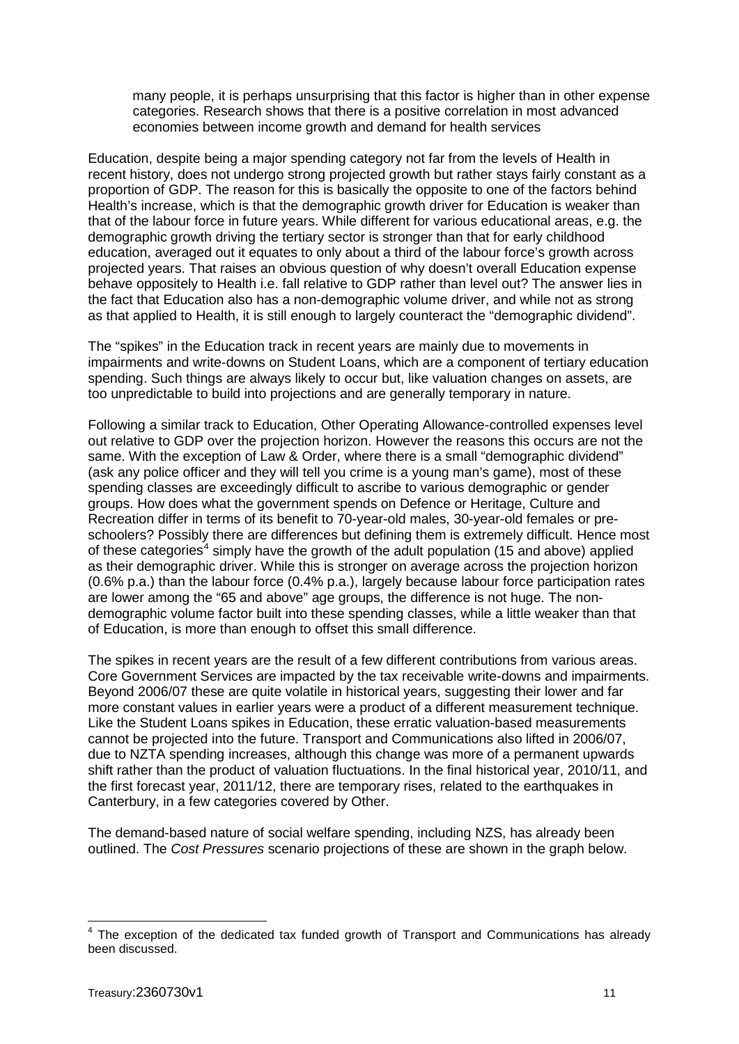many people, it is perhaps unsurprising that this factor is higher than in other expense categories. Research shows that there is a positive correlation in most advanced economies between income growth and demand for health services

Education, despite being a major spending category not far from the levels of Health in recent history, does not undergo strong projected growth but rather stays fairly constant as a proportion of GDP. The reason for this is basically the opposite to one of the factors behind Health's increase, which is that the demographic growth driver for Education is weaker than that of the labour force in future years. While different for various educational areas, e.g. the demographic growth driving the tertiary sector is stronger than that for early childhood education, averaged out it equates to only about a third of the labour force's growth across projected years. That raises an obvious question of why doesn't overall Education expense behave oppositely to Health i.e. fall relative to GDP rather than level out? The answer lies in the fact that Education also has a non-demographic volume driver, and while not as strong as that applied to Health, it is still enough to largely counteract the "demographic dividend".

The "spikes" in the Education track in recent years are mainly due to movements in impairments and write-downs on Student Loans, which are a component of tertiary education spending. Such things are always likely to occur but, like valuation changes on assets, are too unpredictable to build into projections and are generally temporary in nature.

Following a similar track to Education, Other Operating Allowance-controlled expenses level out relative to GDP over the projection horizon. However the reasons this occurs are not the same. With the exception of Law & Order, where there is a small "demographic dividend" (ask any police officer and they will tell you crime is a young man's game), most of these spending classes are exceedingly difficult to ascribe to various demographic or gender groups. How does what the government spends on Defence or Heritage, Culture and Recreation differ in terms of its benefit to 70-year-old males, 30-year-old females or pre-schoolers? Possibly there are differences but defining them is extremely difficult. Hence most of these categories[4] simply have the growth of the adult population (15 and above) applied as their demographic driver. While this is stronger on average across the projection horizon (0.6% p.a.) than the labour force (0.4% p.a.), largely because labour force participation rates are lower among the "65 and above" age groups, the difference is not huge. The non-demographic volume factor built into these spending classes, while a little weaker than that of Education, is more than enough to offset this small difference.

The spikes in recent years are the result of a few different contributions from various areas. Core Government Services are impacted by the tax receivable write-downs and impairments. Beyond 2006/07 these are quite volatile in historical years, suggesting their lower and far more constant values in earlier years were a product of a different measurement technique. Like the Student Loans spikes in Education, these erratic valuation-based measurements cannot be projected into the future. Transport and Communications also lifted in 2006/07, due to NZTA spending increases, although this change was more of a permanent upwards shift rather than the product of valuation fluctuations. In the final historical year, 2010/11, and the first forecast year, 2011/12, there are temporary rises, related to the earthquakes in Canterbury, in a few categories covered by Other.

The demand-based nature of social welfare spending, including NZS, has already been outlined. The *Cost Pressures* scenario projections of these are shown in the graph below.

[4] The exception of the dedicated tax funded growth of Transport and Communications has already been discussed.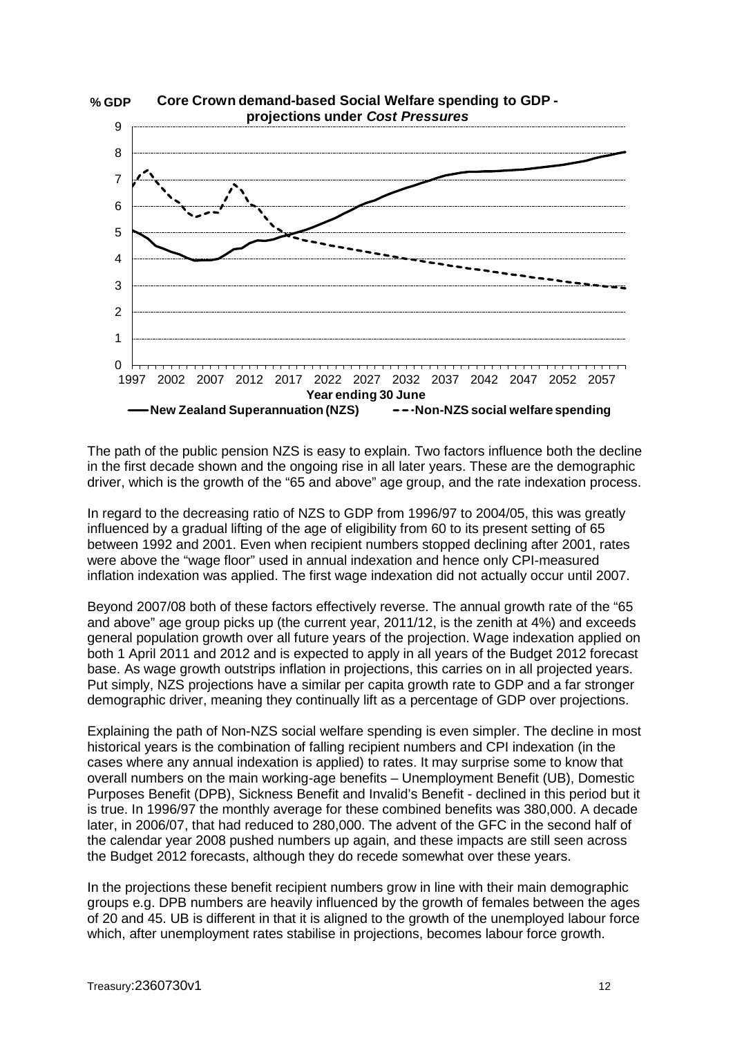**Core Crown demand-based Social Welfare spending to GDP - projections under *Cost Pressures***

The path of the public pension NZS is easy to explain. Two factors influence both the decline in the first decade shown and the ongoing rise in all later years. These are the demographic driver, which is the growth of the "65 and above" age group, and the rate indexation process.

In regard to the decreasing ratio of NZS to GDP from 1996/97 to 2004/05, this was greatly influenced by a gradual lifting of the age of eligibility from 60 to its present setting of 65 between 1992 and 2001. Even when recipient numbers stopped declining after 2001, rates were above the "wage floor" used in annual indexation and hence only CPI-measured inflation indexation was applied. The first wage indexation did not actually occur until 2007.

Beyond 2007/08 both of these factors effectively reverse. The annual growth rate of the "65 and above" age group picks up (the current year, 2011/12, is the zenith at 4%) and exceeds general population growth over all future years of the projection. Wage indexation applied on both 1 April 2011 and 2012 and is expected to apply in all years of the Budget 2012 forecast base. As wage growth outstrips inflation in projections, this carries on in all projected years. Put simply, NZS projections have a similar per capita growth rate to GDP and a far stronger demographic driver, meaning they continually lift as a percentage of GDP over projections.

Explaining the path of Non-NZS social welfare spending is even simpler. The decline in most historical years is the combination of falling recipient numbers and CPI indexation (in the cases where any annual indexation is applied) to rates. It may surprise some to know that overall numbers on the main working-age benefits – Unemployment Benefit (UB), Domestic Purposes Benefit (DPB), Sickness Benefit and Invalid's Benefit - declined in this period but it is true. In 1996/97 the monthly average for these combined benefits was 380,000. A decade later, in 2006/07, that had reduced to 280,000. The advent of the GFC in the second half of the calendar year 2008 pushed numbers up again, and these impacts are still seen across the Budget 2012 forecasts, although they do recede somewhat over these years.

In the projections these benefit recipient numbers grow in line with their main demographic groups e.g. DPB numbers are heavily influenced by the growth of females between the ages of 20 and 45. UB is different in that it is aligned to the growth of the unemployed labour force which, after unemployment rates stabilise in projections, becomes labour force growth.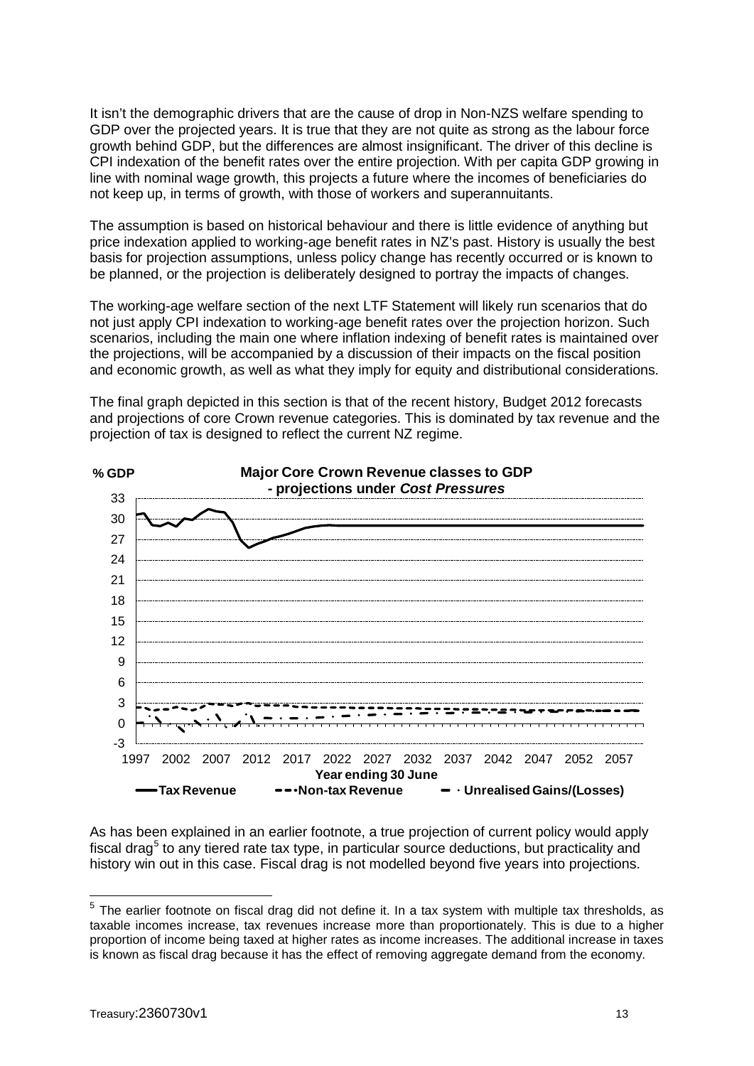It isn't the demographic drivers that are the cause of drop in Non-NZS welfare spending to GDP over the projected years. It is true that they are not quite as strong as the labour force growth behind GDP, but the differences are almost insignificant. The driver of this decline is CPI indexation of the benefit rates over the entire projection. With per capita GDP growing in line with nominal wage growth, this projects a future where the incomes of beneficiaries do not keep up, in terms of growth, with those of workers and superannuitants.

The assumption is based on historical behaviour and there is little evidence of anything but price indexation applied to working-age benefit rates in NZ's past. History is usually the best basis for projection assumptions, unless policy change has recently occurred or is known to be planned, or the projection is deliberately designed to portray the impacts of changes.

The working-age welfare section of the next LTF Statement will likely run scenarios that do not just apply CPI indexation to working-age benefit rates over the projection horizon. Such scenarios, including the main one where inflation indexing of benefit rates is maintained over the projections, will be accompanied by a discussion of their impacts on the fiscal position and economic growth, as well as what they imply for equity and distributional considerations.

The final graph depicted in this section is that of the recent history, Budget 2012 forecasts and projections of core Crown revenue categories. This is dominated by tax revenue and the projection of tax is designed to reflect the current NZ regime.

**Major Core Crown Revenue classes to GDP - projections under *Cost Pressures***

% GDP (y-axis: -3 to 33); Year ending 30 June (x-axis: 1997 to 2057)

Legend: Tax Revenue; Non-tax Revenue; Unrealised Gains/(Losses)

As has been explained in an earlier footnote, a true projection of current policy would apply fiscal drag[5] to any tiered rate tax type, in particular source deductions, but practicality and history win out in this case. Fiscal drag is not modelled beyond five years into projections.

[5] The earlier footnote on fiscal drag did not define it. In a tax system with multiple tax thresholds, as taxable incomes increase, tax revenues increase more than proportionately. This is due to a higher proportion of income being taxed at higher rates as income increases. The additional increase in taxes is known as fiscal drag because it has the effect of removing aggregate demand from the economy.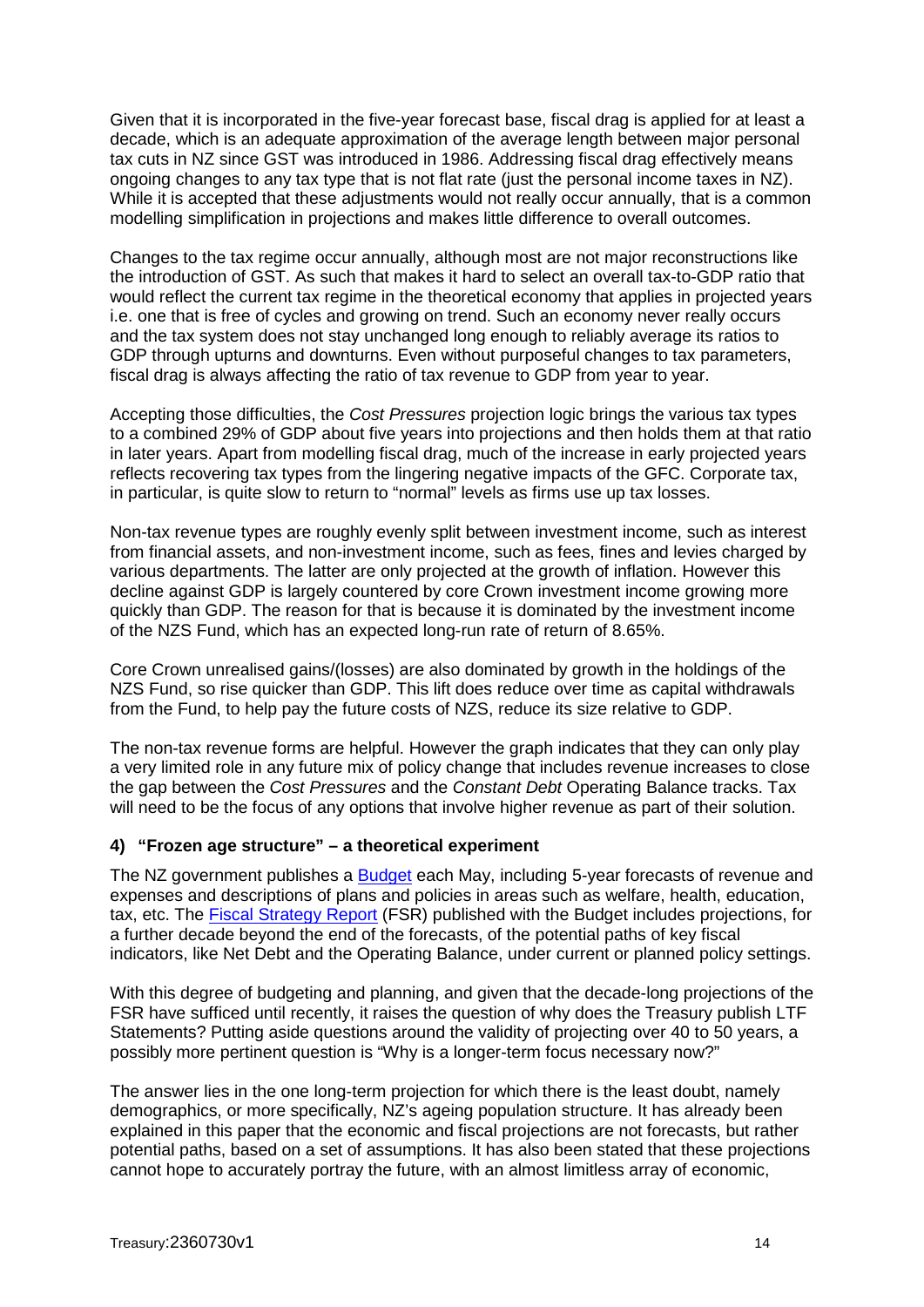Given that it is incorporated in the five-year forecast base, fiscal drag is applied for at least a decade, which is an adequate approximation of the average length between major personal tax cuts in NZ since GST was introduced in 1986. Addressing fiscal drag effectively means ongoing changes to any tax type that is not flat rate (just the personal income taxes in NZ). While it is accepted that these adjustments would not really occur annually, that is a common modelling simplification in projections and makes little difference to overall outcomes.

Changes to the tax regime occur annually, although most are not major reconstructions like the introduction of GST. As such that makes it hard to select an overall tax-to-GDP ratio that would reflect the current tax regime in the theoretical economy that applies in projected years i.e. one that is free of cycles and growing on trend. Such an economy never really occurs and the tax system does not stay unchanged long enough to reliably average its ratios to GDP through upturns and downturns. Even without purposeful changes to tax parameters, fiscal drag is always affecting the ratio of tax revenue to GDP from year to year.

Accepting those difficulties, the *Cost Pressures* projection logic brings the various tax types to a combined 29% of GDP about five years into projections and then holds them at that ratio in later years. Apart from modelling fiscal drag, much of the increase in early projected years reflects recovering tax types from the lingering negative impacts of the GFC. Corporate tax, in particular, is quite slow to return to "normal" levels as firms use up tax losses.

Non-tax revenue types are roughly evenly split between investment income, such as interest from financial assets, and non-investment income, such as fees, fines and levies charged by various departments. The latter are only projected at the growth of inflation. However this decline against GDP is largely countered by core Crown investment income growing more quickly than GDP. The reason for that is because it is dominated by the investment income of the NZS Fund, which has an expected long-run rate of return of 8.65%.

Core Crown unrealised gains/(losses) are also dominated by growth in the holdings of the NZS Fund, so rise quicker than GDP. This lift does reduce over time as capital withdrawals from the Fund, to help pay the future costs of NZS, reduce its size relative to GDP.

The non-tax revenue forms are helpful. However the graph indicates that they can only play a very limited role in any future mix of policy change that includes revenue increases to close the gap between the *Cost Pressures* and the *Constant Debt* Operating Balance tracks. Tax will need to be the focus of any options that involve higher revenue as part of their solution.

### 4) "Frozen age structure" – a theoretical experiment

The NZ government publishes a Budget each May, including 5-year forecasts of revenue and expenses and descriptions of plans and policies in areas such as welfare, health, education, tax, etc. The Fiscal Strategy Report (FSR) published with the Budget includes projections, for a further decade beyond the end of the forecasts, of the potential paths of key fiscal indicators, like Net Debt and the Operating Balance, under current or planned policy settings.

With this degree of budgeting and planning, and given that the decade-long projections of the FSR have sufficed until recently, it raises the question of why does the Treasury publish LTF Statements? Putting aside questions around the validity of projecting over 40 to 50 years, a possibly more pertinent question is "Why is a longer-term focus necessary now?"

The answer lies in the one long-term projection for which there is the least doubt, namely demographics, or more specifically, NZ's ageing population structure. It has already been explained in this paper that the economic and fiscal projections are not forecasts, but rather potential paths, based on a set of assumptions. It has also been stated that these projections cannot hope to accurately portray the future, with an almost limitless array of economic,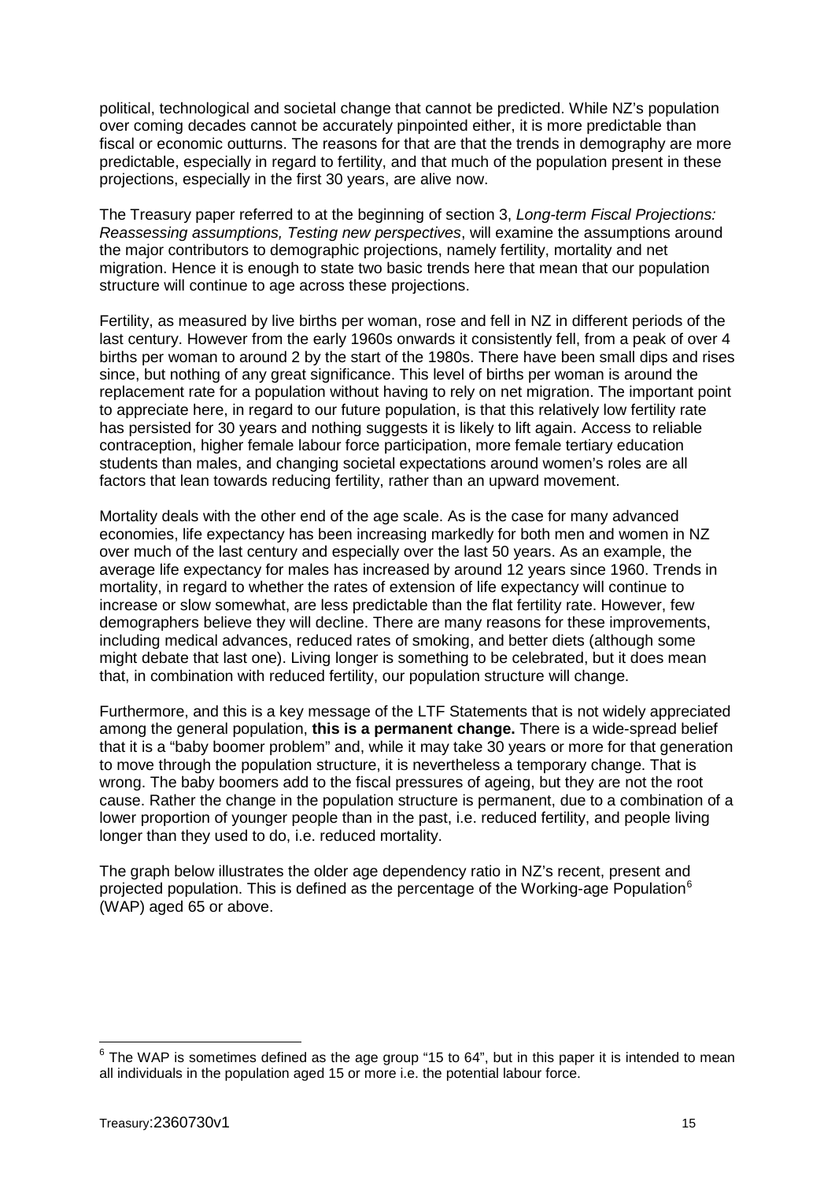political, technological and societal change that cannot be predicted. While NZ's population over coming decades cannot be accurately pinpointed either, it is more predictable than fiscal or economic outturns. The reasons for that are that the trends in demography are more predictable, especially in regard to fertility, and that much of the population present in these projections, especially in the first 30 years, are alive now.

The Treasury paper referred to at the beginning of section 3, *Long-term Fiscal Projections: Reassessing assumptions, Testing new perspectives*, will examine the assumptions around the major contributors to demographic projections, namely fertility, mortality and net migration. Hence it is enough to state two basic trends here that mean that our population structure will continue to age across these projections.

Fertility, as measured by live births per woman, rose and fell in NZ in different periods of the last century. However from the early 1960s onwards it consistently fell, from a peak of over 4 births per woman to around 2 by the start of the 1980s. There have been small dips and rises since, but nothing of any great significance. This level of births per woman is around the replacement rate for a population without having to rely on net migration. The important point to appreciate here, in regard to our future population, is that this relatively low fertility rate has persisted for 30 years and nothing suggests it is likely to lift again. Access to reliable contraception, higher female labour force participation, more female tertiary education students than males, and changing societal expectations around women's roles are all factors that lean towards reducing fertility, rather than an upward movement.

Mortality deals with the other end of the age scale. As is the case for many advanced economies, life expectancy has been increasing markedly for both men and women in NZ over much of the last century and especially over the last 50 years. As an example, the average life expectancy for males has increased by around 12 years since 1960. Trends in mortality, in regard to whether the rates of extension of life expectancy will continue to increase or slow somewhat, are less predictable than the flat fertility rate. However, few demographers believe they will decline. There are many reasons for these improvements, including medical advances, reduced rates of smoking, and better diets (although some might debate that last one). Living longer is something to be celebrated, but it does mean that, in combination with reduced fertility, our population structure will change.

Furthermore, and this is a key message of the LTF Statements that is not widely appreciated among the general population, **this is a permanent change.** There is a wide-spread belief that it is a "baby boomer problem" and, while it may take 30 years or more for that generation to move through the population structure, it is nevertheless a temporary change. That is wrong. The baby boomers add to the fiscal pressures of ageing, but they are not the root cause. Rather the change in the population structure is permanent, due to a combination of a lower proportion of younger people than in the past, i.e. reduced fertility, and people living longer than they used to do, i.e. reduced mortality.

The graph below illustrates the older age dependency ratio in NZ's recent, present and projected population. This is defined as the percentage of the Working-age Population[6] (WAP) aged 65 or above.

[6] The WAP is sometimes defined as the age group "15 to 64", but in this paper it is intended to mean all individuals in the population aged 15 or more i.e. the potential labour force.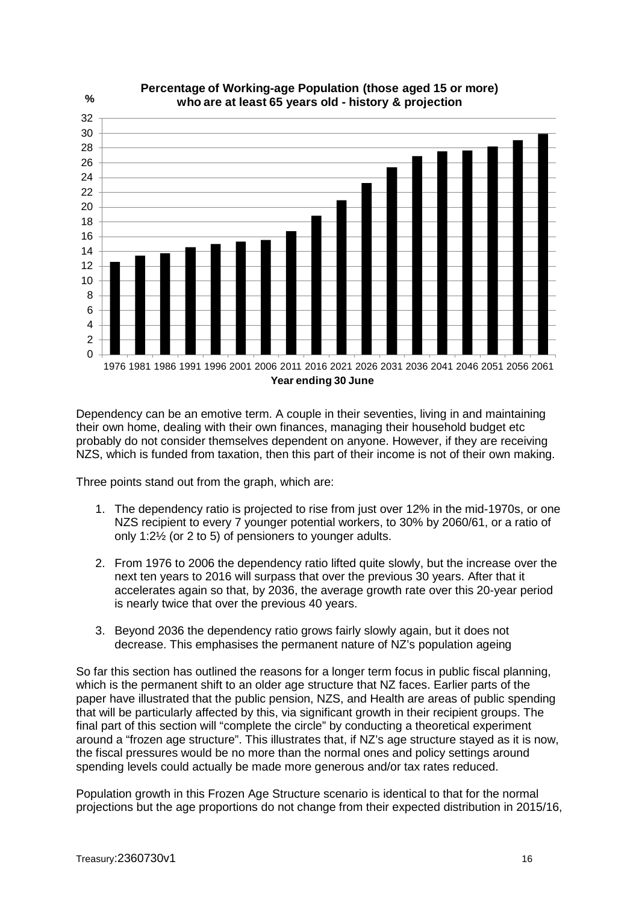**Percentage of Working-age Population (those aged 15 or more) who are at least 65 years old - history & projection**

Dependency can be an emotive term. A couple in their seventies, living in and maintaining their own home, dealing with their own finances, managing their household budget etc probably do not consider themselves dependent on anyone. However, if they are receiving NZS, which is funded from taxation, then this part of their income is not of their own making.

Three points stand out from the graph, which are:

1. The dependency ratio is projected to rise from just over 12% in the mid-1970s, or one NZS recipient to every 7 younger potential workers, to 30% by 2060/61, or a ratio of only 1:2½ (or 2 to 5) of pensioners to younger adults.

2. From 1976 to 2006 the dependency ratio lifted quite slowly, but the increase over the next ten years to 2016 will surpass that over the previous 30 years. After that it accelerates again so that, by 2036, the average growth rate over this 20-year period is nearly twice that over the previous 40 years.

3. Beyond 2036 the dependency ratio grows fairly slowly again, but it does not decrease. This emphasises the permanent nature of NZ's population ageing

So far this section has outlined the reasons for a longer term focus in public fiscal planning, which is the permanent shift to an older age structure that NZ faces. Earlier parts of the paper have illustrated that the public pension, NZS, and Health are areas of public spending that will be particularly affected by this, via significant growth in their recipient groups. The final part of this section will "complete the circle" by conducting a theoretical experiment around a "frozen age structure". This illustrates that, if NZ's age structure stayed as it is now, the fiscal pressures would be no more than the normal ones and policy settings around spending levels could actually be made more generous and/or tax rates reduced.

Population growth in this Frozen Age Structure scenario is identical to that for the normal projections but the age proportions do not change from their expected distribution in 2015/16,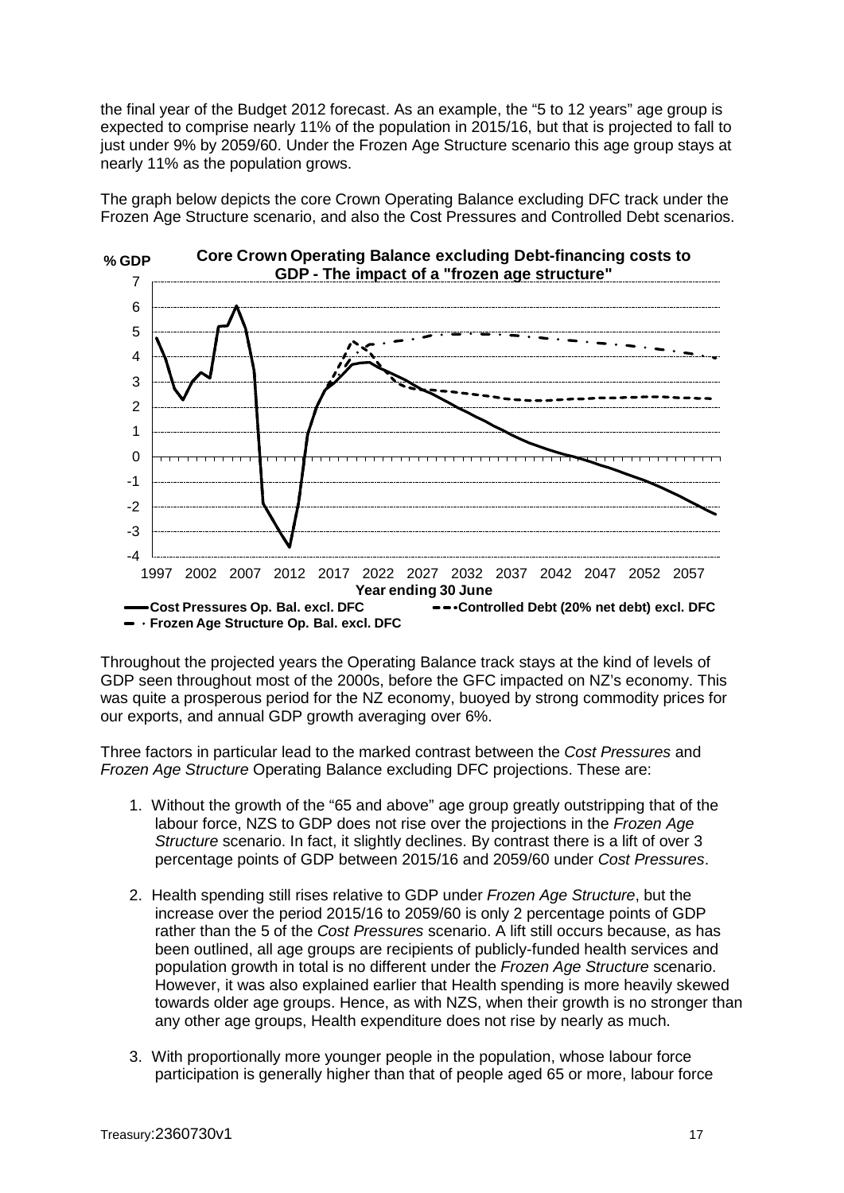the final year of the Budget 2012 forecast. As an example, the "5 to 12 years" age group is expected to comprise nearly 11% of the population in 2015/16, but that is projected to fall to just under 9% by 2059/60. Under the Frozen Age Structure scenario this age group stays at nearly 11% as the population grows.

The graph below depicts the core Crown Operating Balance excluding DFC track under the Frozen Age Structure scenario, and also the Cost Pressures and Controlled Debt scenarios.

Throughout the projected years the Operating Balance track stays at the kind of levels of GDP seen throughout most of the 2000s, before the GFC impacted on NZ's economy. This was quite a prosperous period for the NZ economy, buoyed by strong commodity prices for our exports, and annual GDP growth averaging over 6%.

Three factors in particular lead to the marked contrast between the *Cost Pressures* and *Frozen Age Structure* Operating Balance excluding DFC projections. These are:

1. Without the growth of the "65 and above" age group greatly outstripping that of the labour force, NZS to GDP does not rise over the projections in the *Frozen Age Structure* scenario. In fact, it slightly declines. By contrast there is a lift of over 3 percentage points of GDP between 2015/16 and 2059/60 under *Cost Pressures*.

2. Health spending still rises relative to GDP under *Frozen Age Structure*, but the increase over the period 2015/16 to 2059/60 is only 2 percentage points of GDP rather than the 5 of the *Cost Pressures* scenario. A lift still occurs because, as has been outlined, all age groups are recipients of publicly-funded health services and population growth in total is no different under the *Frozen Age Structure* scenario. However, it was also explained earlier that Health spending is more heavily skewed towards older age groups. Hence, as with NZS, when their growth is no stronger than any other age groups, Health expenditure does not rise by nearly as much.

3. With proportionally more younger people in the population, whose labour force participation is generally higher than that of people aged 65 or more, labour force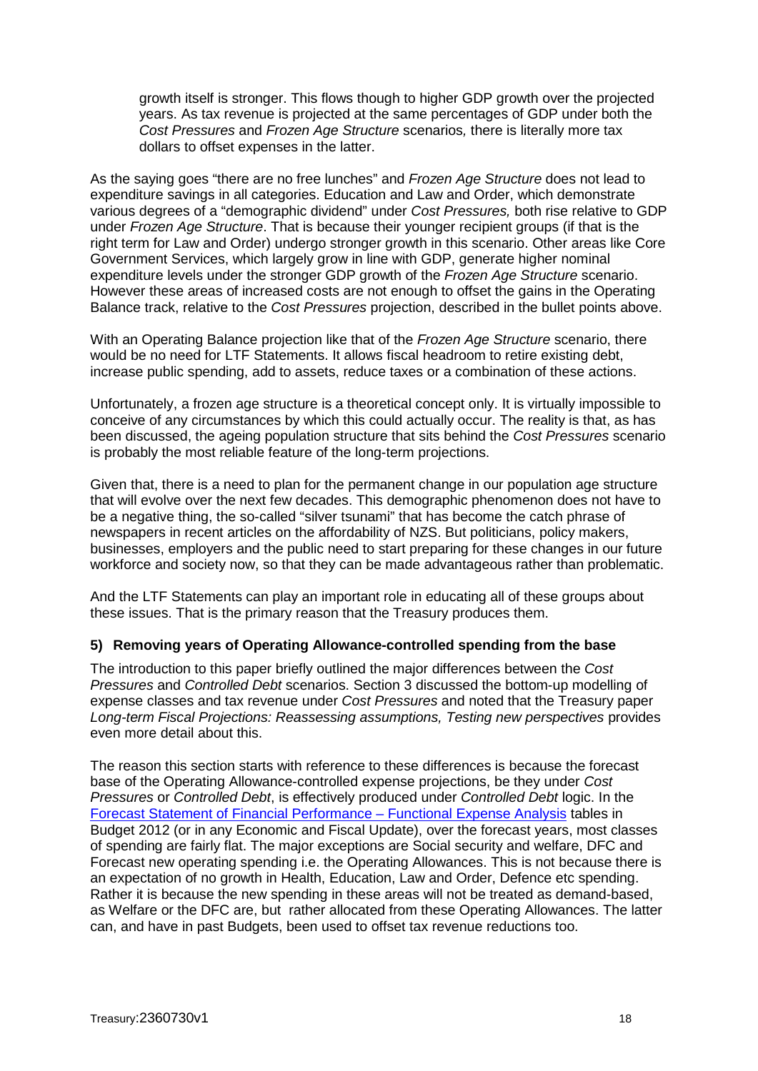growth itself is stronger. This flows though to higher GDP growth over the projected years. As tax revenue is projected at the same percentages of GDP under both the *Cost Pressures* and *Frozen Age Structure* scenarios*,* there is literally more tax dollars to offset expenses in the latter.

As the saying goes "there are no free lunches" and *Frozen Age Structure* does not lead to expenditure savings in all categories. Education and Law and Order, which demonstrate various degrees of a "demographic dividend" under *Cost Pressures,* both rise relative to GDP under *Frozen Age Structure*. That is because their younger recipient groups (if that is the right term for Law and Order) undergo stronger growth in this scenario. Other areas like Core Government Services, which largely grow in line with GDP, generate higher nominal expenditure levels under the stronger GDP growth of the *Frozen Age Structure* scenario. However these areas of increased costs are not enough to offset the gains in the Operating Balance track, relative to the *Cost Pressures* projection, described in the bullet points above.

With an Operating Balance projection like that of the *Frozen Age Structure* scenario, there would be no need for LTF Statements. It allows fiscal headroom to retire existing debt, increase public spending, add to assets, reduce taxes or a combination of these actions.

Unfortunately, a frozen age structure is a theoretical concept only. It is virtually impossible to conceive of any circumstances by which this could actually occur. The reality is that, as has been discussed, the ageing population structure that sits behind the *Cost Pressures* scenario is probably the most reliable feature of the long-term projections.

Given that, there is a need to plan for the permanent change in our population age structure that will evolve over the next few decades. This demographic phenomenon does not have to be a negative thing, the so-called "silver tsunami" that has become the catch phrase of newspapers in recent articles on the affordability of NZS. But politicians, policy makers, businesses, employers and the public need to start preparing for these changes in our future workforce and society now, so that they can be made advantageous rather than problematic.

And the LTF Statements can play an important role in educating all of these groups about these issues. That is the primary reason that the Treasury produces them.

### 5) Removing years of Operating Allowance-controlled spending from the base

The introduction to this paper briefly outlined the major differences between the *Cost Pressures* and *Controlled Debt* scenarios. Section 3 discussed the bottom-up modelling of expense classes and tax revenue under *Cost Pressures* and noted that the Treasury paper *Long-term Fiscal Projections: Reassessing assumptions, Testing new perspectives* provides even more detail about this.

The reason this section starts with reference to these differences is because the forecast base of the Operating Allowance-controlled expense projections, be they under *Cost Pressures* or *Controlled Debt*, is effectively produced under *Controlled Debt* logic. In the Forecast Statement of Financial Performance – Functional Expense Analysis tables in Budget 2012 (or in any Economic and Fiscal Update), over the forecast years, most classes of spending are fairly flat. The major exceptions are Social security and welfare, DFC and Forecast new operating spending i.e. the Operating Allowances. This is not because there is an expectation of no growth in Health, Education, Law and Order, Defence etc spending. Rather it is because the new spending in these areas will not be treated as demand-based, as Welfare or the DFC are, but rather allocated from these Operating Allowances. The latter can, and have in past Budgets, been used to offset tax revenue reductions too.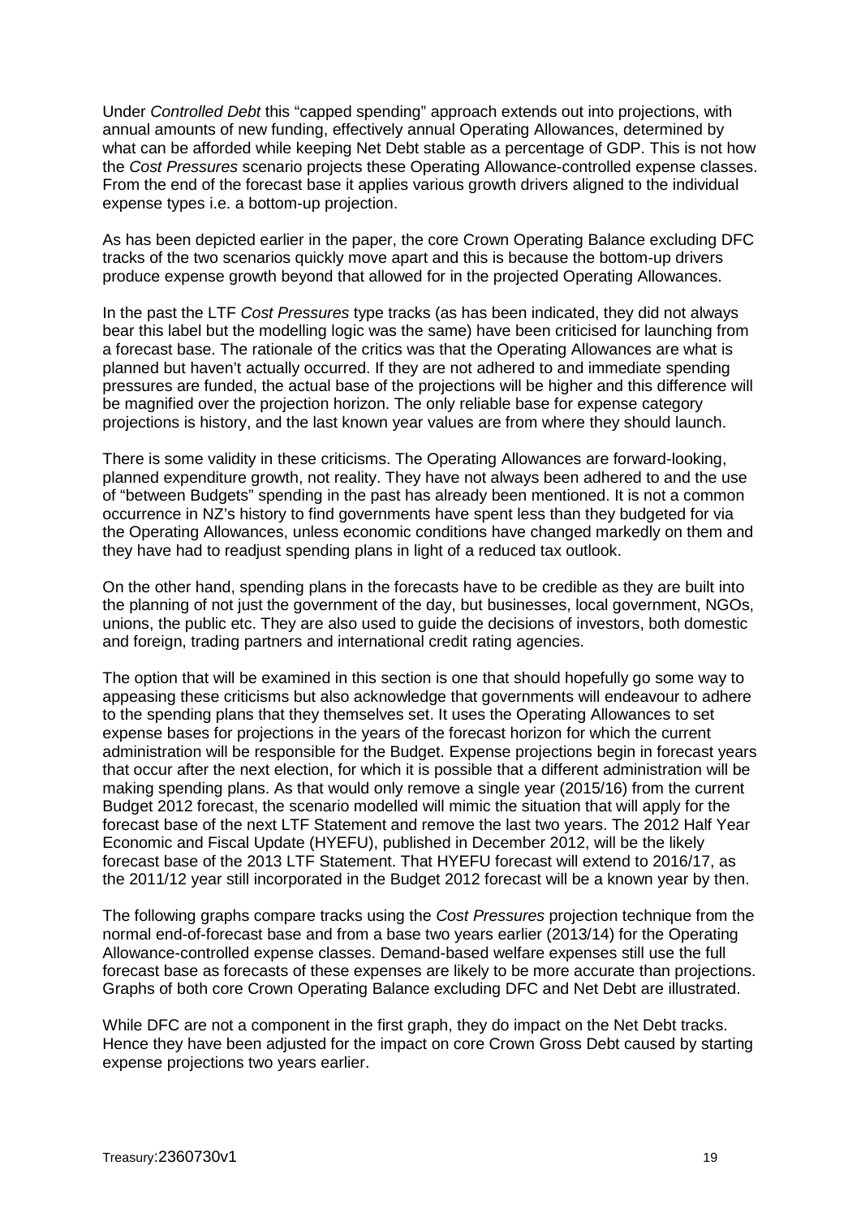Under *Controlled Debt* this "capped spending" approach extends out into projections, with annual amounts of new funding, effectively annual Operating Allowances, determined by what can be afforded while keeping Net Debt stable as a percentage of GDP. This is not how the *Cost Pressures* scenario projects these Operating Allowance-controlled expense classes. From the end of the forecast base it applies various growth drivers aligned to the individual expense types i.e. a bottom-up projection.

As has been depicted earlier in the paper, the core Crown Operating Balance excluding DFC tracks of the two scenarios quickly move apart and this is because the bottom-up drivers produce expense growth beyond that allowed for in the projected Operating Allowances.

In the past the LTF *Cost Pressures* type tracks (as has been indicated, they did not always bear this label but the modelling logic was the same) have been criticised for launching from a forecast base. The rationale of the critics was that the Operating Allowances are what is planned but haven't actually occurred. If they are not adhered to and immediate spending pressures are funded, the actual base of the projections will be higher and this difference will be magnified over the projection horizon. The only reliable base for expense category projections is history, and the last known year values are from where they should launch.

There is some validity in these criticisms. The Operating Allowances are forward-looking, planned expenditure growth, not reality. They have not always been adhered to and the use of "between Budgets" spending in the past has already been mentioned. It is not a common occurrence in NZ's history to find governments have spent less than they budgeted for via the Operating Allowances, unless economic conditions have changed markedly on them and they have had to readjust spending plans in light of a reduced tax outlook.

On the other hand, spending plans in the forecasts have to be credible as they are built into the planning of not just the government of the day, but businesses, local government, NGOs, unions, the public etc. They are also used to guide the decisions of investors, both domestic and foreign, trading partners and international credit rating agencies.

The option that will be examined in this section is one that should hopefully go some way to appeasing these criticisms but also acknowledge that governments will endeavour to adhere to the spending plans that they themselves set. It uses the Operating Allowances to set expense bases for projections in the years of the forecast horizon for which the current administration will be responsible for the Budget. Expense projections begin in forecast years that occur after the next election, for which it is possible that a different administration will be making spending plans. As that would only remove a single year (2015/16) from the current Budget 2012 forecast, the scenario modelled will mimic the situation that will apply for the forecast base of the next LTF Statement and remove the last two years. The 2012 Half Year Economic and Fiscal Update (HYEFU), published in December 2012, will be the likely forecast base of the 2013 LTF Statement. That HYEFU forecast will extend to 2016/17, as the 2011/12 year still incorporated in the Budget 2012 forecast will be a known year by then.

The following graphs compare tracks using the *Cost Pressures* projection technique from the normal end-of-forecast base and from a base two years earlier (2013/14) for the Operating Allowance-controlled expense classes. Demand-based welfare expenses still use the full forecast base as forecasts of these expenses are likely to be more accurate than projections. Graphs of both core Crown Operating Balance excluding DFC and Net Debt are illustrated.

While DFC are not a component in the first graph, they do impact on the Net Debt tracks. Hence they have been adjusted for the impact on core Crown Gross Debt caused by starting expense projections two years earlier.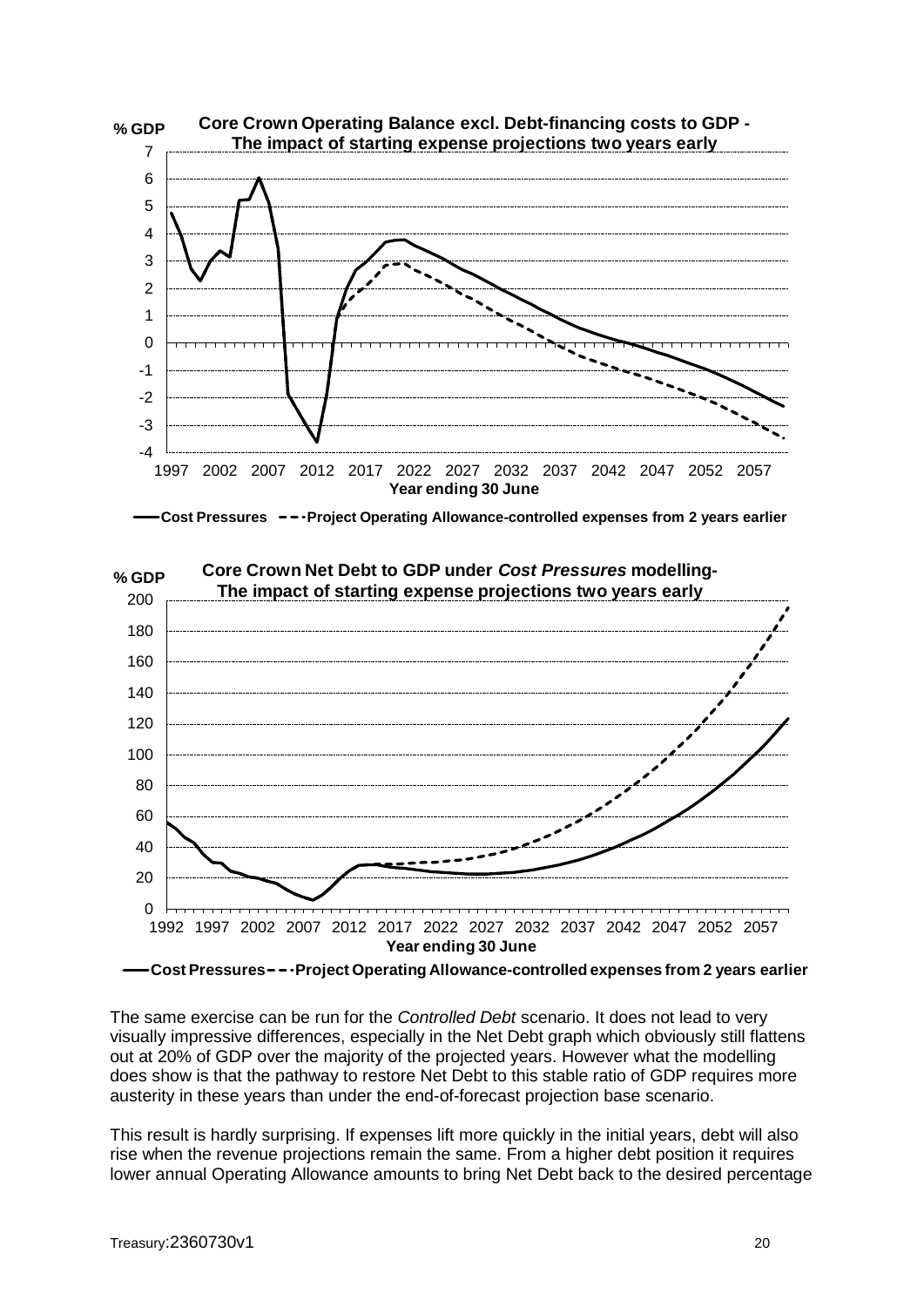**Core Crown Operating Balance excl. Debt-financing costs to GDP - The impact of starting expense projections two years early**

**Core Crown Net Debt to GDP under *Cost Pressures* modelling- The impact of starting expense projections two years early**

The same exercise can be run for the *Controlled Debt* scenario. It does not lead to very visually impressive differences, especially in the Net Debt graph which obviously still flattens out at 20% of GDP over the majority of the projected years. However what the modelling does show is that the pathway to restore Net Debt to this stable ratio of GDP requires more austerity in these years than under the end-of-forecast projection base scenario.

This result is hardly surprising. If expenses lift more quickly in the initial years, debt will also rise when the revenue projections remain the same. From a higher debt position it requires lower annual Operating Allowance amounts to bring Net Debt back to the desired percentage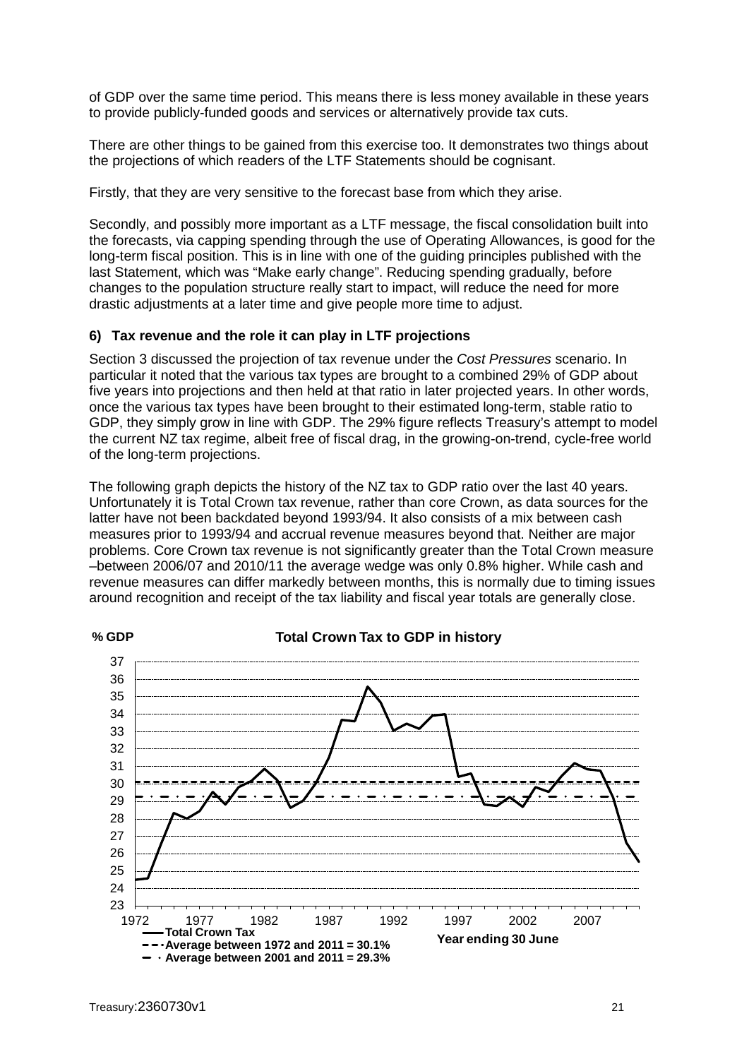of GDP over the same time period. This means there is less money available in these years to provide publicly-funded goods and services or alternatively provide tax cuts.

There are other things to be gained from this exercise too. It demonstrates two things about the projections of which readers of the LTF Statements should be cognisant.

Firstly, that they are very sensitive to the forecast base from which they arise.

Secondly, and possibly more important as a LTF message, the fiscal consolidation built into the forecasts, via capping spending through the use of Operating Allowances, is good for the long-term fiscal position. This is in line with one of the guiding principles published with the last Statement, which was "Make early change". Reducing spending gradually, before changes to the population structure really start to impact, will reduce the need for more drastic adjustments at a later time and give people more time to adjust.

### 6) Tax revenue and the role it can play in LTF projections

Section 3 discussed the projection of tax revenue under the *Cost Pressures* scenario. In particular it noted that the various tax types are brought to a combined 29% of GDP about five years into projections and then held at that ratio in later projected years. In other words, once the various tax types have been brought to their estimated long-term, stable ratio to GDP, they simply grow in line with GDP. The 29% figure reflects Treasury's attempt to model the current NZ tax regime, albeit free of fiscal drag, in the growing-on-trend, cycle-free world of the long-term projections.

The following graph depicts the history of the NZ tax to GDP ratio over the last 40 years. Unfortunately it is Total Crown tax revenue, rather than core Crown, as data sources for the latter have not been backdated beyond 1993/94. It also consists of a mix between cash measures prior to 1993/94 and accrual revenue measures beyond that. Neither are major problems. Core Crown tax revenue is not significantly greater than the Total Crown measure –between 2006/07 and 2010/11 the average wedge was only 0.8% higher. While cash and revenue measures can differ markedly between months, this is normally due to timing issues around recognition and receipt of the tax liability and fiscal year totals are generally close.

**Total Crown Tax to GDP in history**

% GDP

Year ending 30 June

— Total Crown Tax
- - - Average between 1972 and 2011 = 30.1%
— · Average between 2001 and 2011 = 29.3%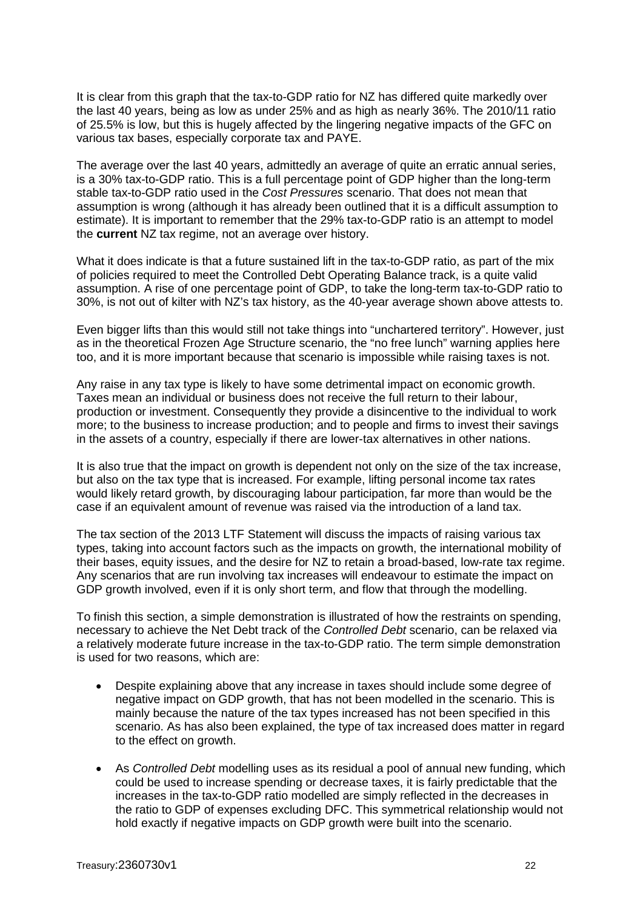It is clear from this graph that the tax-to-GDP ratio for NZ has differed quite markedly over the last 40 years, being as low as under 25% and as high as nearly 36%. The 2010/11 ratio of 25.5% is low, but this is hugely affected by the lingering negative impacts of the GFC on various tax bases, especially corporate tax and PAYE.

The average over the last 40 years, admittedly an average of quite an erratic annual series, is a 30% tax-to-GDP ratio. This is a full percentage point of GDP higher than the long-term stable tax-to-GDP ratio used in the *Cost Pressures* scenario. That does not mean that assumption is wrong (although it has already been outlined that it is a difficult assumption to estimate). It is important to remember that the 29% tax-to-GDP ratio is an attempt to model the **current** NZ tax regime, not an average over history.

What it does indicate is that a future sustained lift in the tax-to-GDP ratio, as part of the mix of policies required to meet the Controlled Debt Operating Balance track, is a quite valid assumption. A rise of one percentage point of GDP, to take the long-term tax-to-GDP ratio to 30%, is not out of kilter with NZ's tax history, as the 40-year average shown above attests to.

Even bigger lifts than this would still not take things into "unchartered territory". However, just as in the theoretical Frozen Age Structure scenario, the "no free lunch" warning applies here too, and it is more important because that scenario is impossible while raising taxes is not.

Any raise in any tax type is likely to have some detrimental impact on economic growth. Taxes mean an individual or business does not receive the full return to their labour, production or investment. Consequently they provide a disincentive to the individual to work more; to the business to increase production; and to people and firms to invest their savings in the assets of a country, especially if there are lower-tax alternatives in other nations.

It is also true that the impact on growth is dependent not only on the size of the tax increase, but also on the tax type that is increased. For example, lifting personal income tax rates would likely retard growth, by discouraging labour participation, far more than would be the case if an equivalent amount of revenue was raised via the introduction of a land tax.

The tax section of the 2013 LTF Statement will discuss the impacts of raising various tax types, taking into account factors such as the impacts on growth, the international mobility of their bases, equity issues, and the desire for NZ to retain a broad-based, low-rate tax regime. Any scenarios that are run involving tax increases will endeavour to estimate the impact on GDP growth involved, even if it is only short term, and flow that through the modelling.

To finish this section, a simple demonstration is illustrated of how the restraints on spending, necessary to achieve the Net Debt track of the *Controlled Debt* scenario, can be relaxed via a relatively moderate future increase in the tax-to-GDP ratio. The term simple demonstration is used for two reasons, which are:

- Despite explaining above that any increase in taxes should include some degree of negative impact on GDP growth, that has not been modelled in the scenario. This is mainly because the nature of the tax types increased has not been specified in this scenario. As has also been explained, the type of tax increased does matter in regard to the effect on growth.

- As *Controlled Debt* modelling uses as its residual a pool of annual new funding, which could be used to increase spending or decrease taxes, it is fairly predictable that the increases in the tax-to-GDP ratio modelled are simply reflected in the decreases in the ratio to GDP of expenses excluding DFC. This symmetrical relationship would not hold exactly if negative impacts on GDP growth were built into the scenario.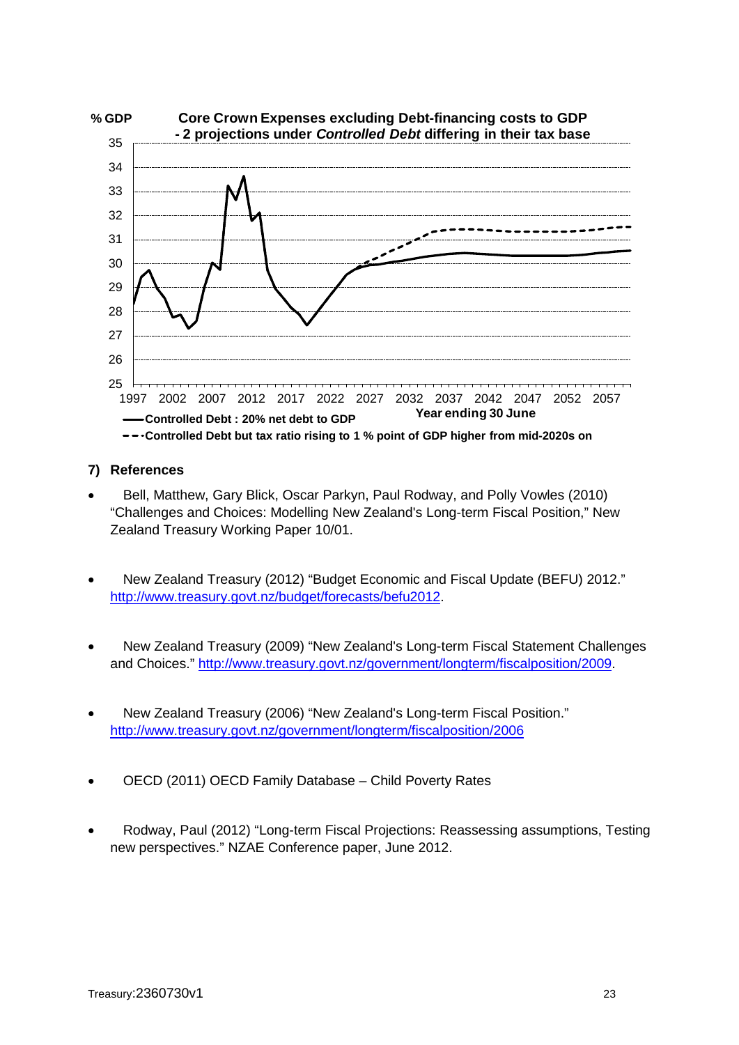% GDP

**Core Crown Expenses excluding Debt-financing costs to GDP - 2 projections under *Controlled Debt* differing in their tax base**

35
34
33
32
31
30
29
28
27
26
25

1997 2002 2007 2012 2017 2022 2027 2032 2037 2042 2047 2052 2057

**Year ending 30 June**

**Controlled Debt : 20% net debt to GDP**

**Controlled Debt but tax ratio rising to 1 % point of GDP higher from mid-2020s on**

## 7) References

- Bell, Matthew, Gary Blick, Oscar Parkyn, Paul Rodway, and Polly Vowles (2010) "Challenges and Choices: Modelling New Zealand's Long-term Fiscal Position," New Zealand Treasury Working Paper 10/01.
- New Zealand Treasury (2012) "Budget Economic and Fiscal Update (BEFU) 2012." http://www.treasury.govt.nz/budget/forecasts/befu2012.
- New Zealand Treasury (2009) "New Zealand's Long-term Fiscal Statement Challenges and Choices." http://www.treasury.govt.nz/government/longterm/fiscalposition/2009.
- New Zealand Treasury (2006) "New Zealand's Long-term Fiscal Position." http://www.treasury.govt.nz/government/longterm/fiscalposition/2006
- OECD (2011) OECD Family Database – Child Poverty Rates
- Rodway, Paul (2012) "Long-term Fiscal Projections: Reassessing assumptions, Testing new perspectives." NZAE Conference paper, June 2012.